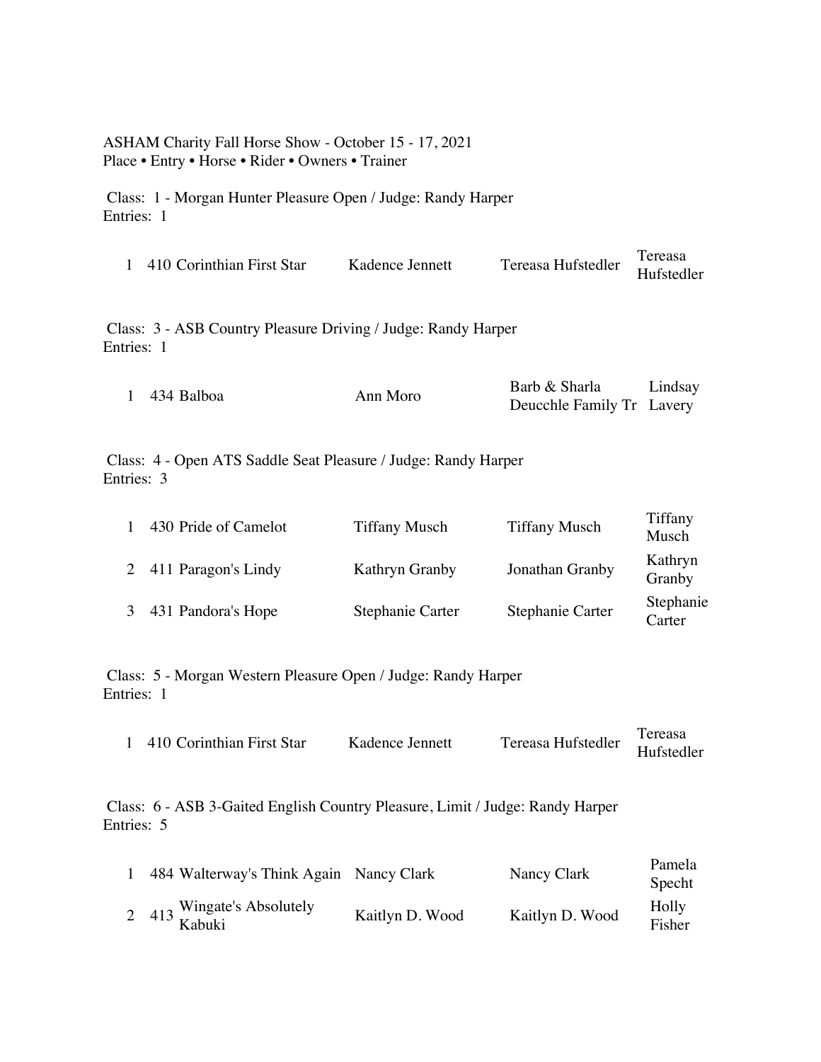ASHAM Charity Fall Horse Show - October 15 - 17, 2021
Place • Entry • Horse • Rider • Owners • Trainer

Class: 1 - Morgan Hunter Pleasure Open / Judge: Randy Harper
Entries: 1

| Place | Entry | Horse | Rider | Owners | Trainer |
|---|---|---|---|---|---|
| 1 | 410 | Corinthian First Star | Kadence Jennett | Tereasa Hufstedler | Tereasa Hufstedler |

Class: 3 - ASB Country Pleasure Driving / Judge: Randy Harper
Entries: 1

| Place | Entry | Horse | Rider | Owners | Trainer |
|---|---|---|---|---|---|
| 1 | 434 | Balboa | Ann Moro | Barb & Sharla Deucchle Family Tr | Lindsay Lavery |

Class: 4 - Open ATS Saddle Seat Pleasure / Judge: Randy Harper
Entries: 3

| Place | Entry | Horse | Rider | Owners | Trainer |
|---|---|---|---|---|---|
| 1 | 430 | Pride of Camelot | Tiffany Musch | Tiffany Musch | Tiffany Musch |
| 2 | 411 | Paragon's Lindy | Kathryn Granby | Jonathan Granby | Kathryn Granby |
| 3 | 431 | Pandora's Hope | Stephanie Carter | Stephanie Carter | Stephanie Carter |

Class: 5 - Morgan Western Pleasure Open / Judge: Randy Harper
Entries: 1

| Place | Entry | Horse | Rider | Owners | Trainer |
|---|---|---|---|---|---|
| 1 | 410 | Corinthian First Star | Kadence Jennett | Tereasa Hufstedler | Tereasa Hufstedler |

Class: 6 - ASB 3-Gaited English Country Pleasure, Limit / Judge: Randy Harper
Entries: 5

| Place | Entry | Horse | Rider | Owners | Trainer |
|---|---|---|---|---|---|
| 1 | 484 | Walterway's Think Again | Nancy Clark | Nancy Clark | Pamela Specht |
| 2 | 413 | Wingate's Absolutely Kabuki | Kaitlyn D. Wood | Kaitlyn D. Wood | Holly Fisher |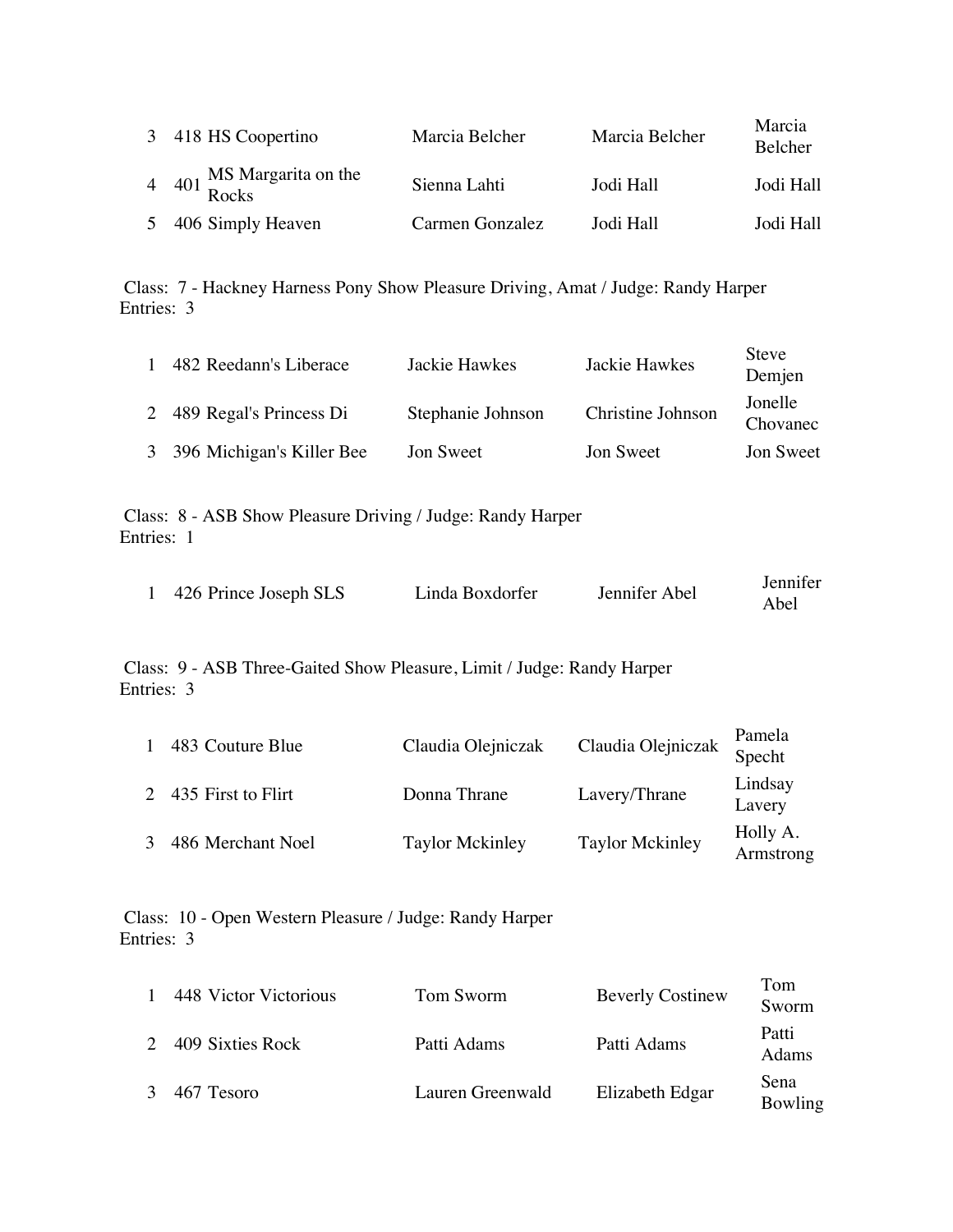| | | | | | |
|---|---|---|---|---|---|
| 3 | 418 | HS Coopertino | Marcia Belcher | Marcia Belcher | Marcia Belcher |
| 4 | 401 | MS Margarita on the Rocks | Sienna Lahti | Jodi Hall | Jodi Hall |
| 5 | 406 | Simply Heaven | Carmen Gonzalez | Jodi Hall | Jodi Hall |

Class: 7 - Hackney Harness Pony Show Pleasure Driving, Amat / Judge: Randy Harper
Entries: 3

| | | | | | |
|---|---|---|---|---|---|
| 1 | 482 | Reedann's Liberace | Jackie Hawkes | Jackie Hawkes | Steve Demjen |
| 2 | 489 | Regal's Princess Di | Stephanie Johnson | Christine Johnson | Jonelle Chovanec |
| 3 | 396 | Michigan's Killer Bee | Jon Sweet | Jon Sweet | Jon Sweet |

Class: 8 - ASB Show Pleasure Driving / Judge: Randy Harper
Entries: 1

| | | | | | |
|---|---|---|---|---|---|
| 1 | 426 | Prince Joseph SLS | Linda Boxdorfer | Jennifer Abel | Jennifer Abel |

Class: 9 - ASB Three-Gaited Show Pleasure, Limit / Judge: Randy Harper
Entries: 3

| | | | | | |
|---|---|---|---|---|---|
| 1 | 483 | Couture Blue | Claudia Olejniczak | Claudia Olejniczak | Pamela Specht |
| 2 | 435 | First to Flirt | Donna Thrane | Lavery/Thrane | Lindsay Lavery |
| 3 | 486 | Merchant Noel | Taylor Mckinley | Taylor Mckinley | Holly A. Armstrong |

Class: 10 - Open Western Pleasure / Judge: Randy Harper
Entries: 3

| | | | | | |
|---|---|---|---|---|---|
| 1 | 448 | Victor Victorious | Tom Sworm | Beverly Costinew | Tom Sworm |
| 2 | 409 | Sixties Rock | Patti Adams | Patti Adams | Patti Adams |
| 3 | 467 | Tesoro | Lauren Greenwald | Elizabeth Edgar | Sena Bowling |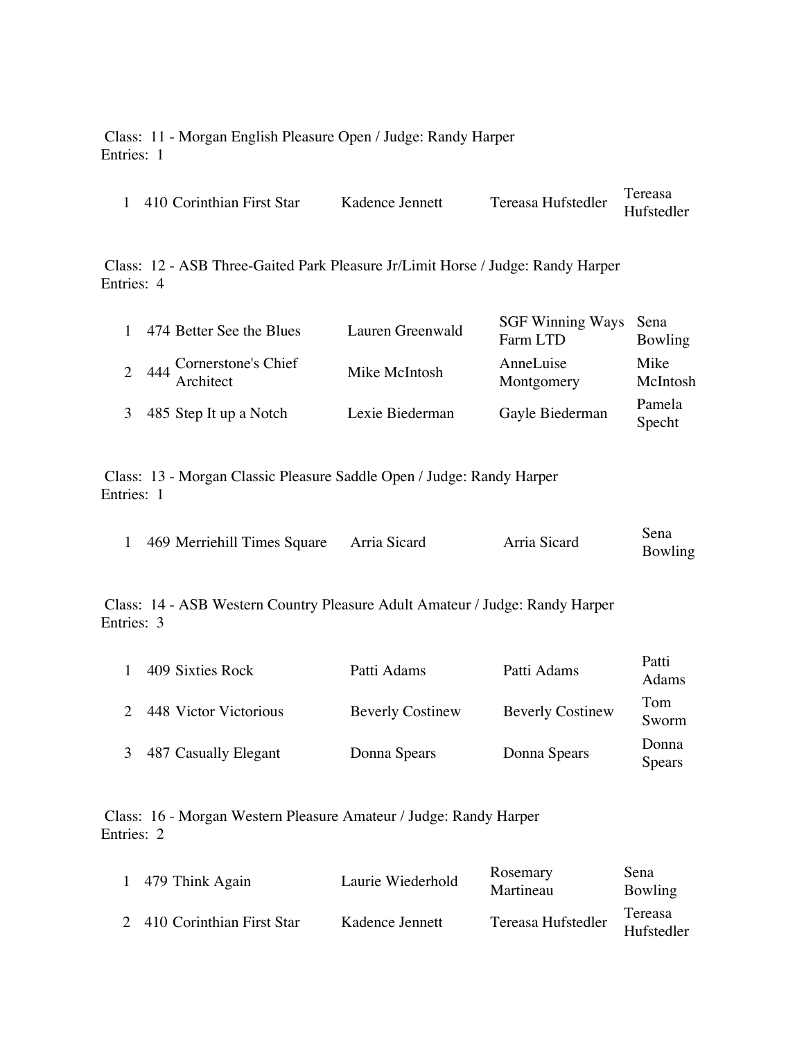Class: 11 - Morgan English Pleasure Open / Judge: Randy Harper
Entries: 1

| | | | | | |
|---|---|---|---|---|---|
| 1 | 410 | Corinthian First Star | Kadence Jennett | Tereasa Hufstedler | Tereasa Hufstedler |

Class: 12 - ASB Three-Gaited Park Pleasure Jr/Limit Horse / Judge: Randy Harper
Entries: 4

| | | | | | |
|---|---|---|---|---|---|
| 1 | 474 | Better See the Blues | Lauren Greenwald | SGF Winning Ways Farm LTD | Sena Bowling |
| 2 | 444 | Cornerstone's Chief Architect | Mike McIntosh | AnneLuise Montgomery | Mike McIntosh |
| 3 | 485 | Step It up a Notch | Lexie Biederman | Gayle Biederman | Pamela Specht |

Class: 13 - Morgan Classic Pleasure Saddle Open / Judge: Randy Harper
Entries: 1

| | | | | | |
|---|---|---|---|---|---|
| 1 | 469 | Merriehill Times Square | Arria Sicard | Arria Sicard | Sena Bowling |

Class: 14 - ASB Western Country Pleasure Adult Amateur / Judge: Randy Harper
Entries: 3

| | | | | | |
|---|---|---|---|---|---|
| 1 | 409 | Sixties Rock | Patti Adams | Patti Adams | Patti Adams |
| 2 | 448 | Victor Victorious | Beverly Costinew | Beverly Costinew | Tom Sworm |
| 3 | 487 | Casually Elegant | Donna Spears | Donna Spears | Donna Spears |

Class: 16 - Morgan Western Pleasure Amateur / Judge: Randy Harper
Entries: 2

| | | | | | |
|---|---|---|---|---|---|
| 1 | 479 | Think Again | Laurie Wiederhold | Rosemary Martineau | Sena Bowling |
| 2 | 410 | Corinthian First Star | Kadence Jennett | Tereasa Hufstedler | Tereasa Hufstedler |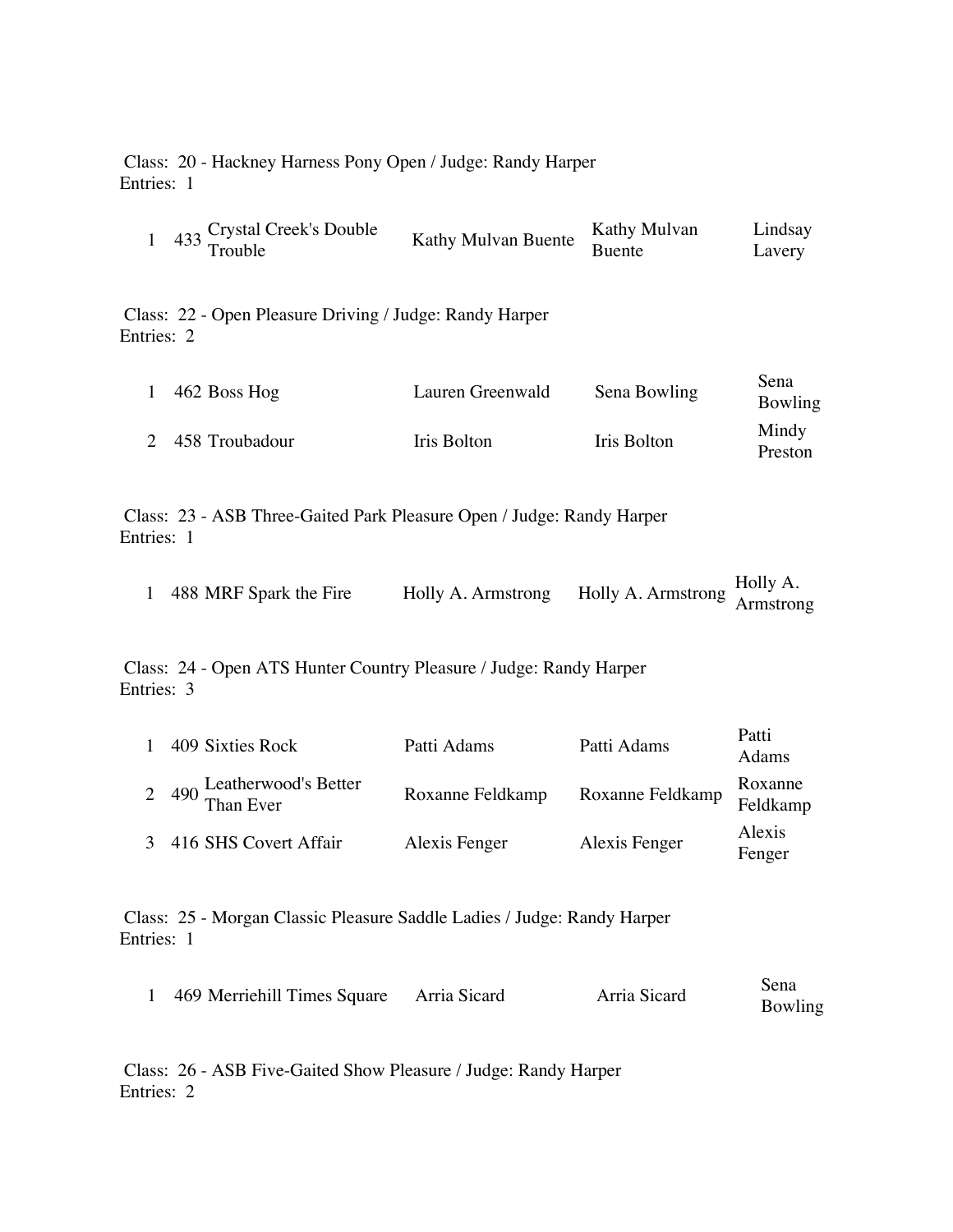Class: 20 - Hackney Harness Pony Open / Judge: Randy Harper
Entries: 1

| | | | | | |
|---|---|---|---|---|---|
| 1 | 433 | Crystal Creek's Double Trouble | Kathy Mulvan Buente | Kathy Mulvan Buente | Lindsay Lavery |

Class: 22 - Open Pleasure Driving / Judge: Randy Harper
Entries: 2

| | | | | | |
|---|---|---|---|---|---|
| 1 | 462 | Boss Hog | Lauren Greenwald | Sena Bowling | Sena Bowling |
| 2 | 458 | Troubadour | Iris Bolton | Iris Bolton | Mindy Preston |

Class: 23 - ASB Three-Gaited Park Pleasure Open / Judge: Randy Harper
Entries: 1

| | | | | | |
|---|---|---|---|---|---|
| 1 | 488 | MRF Spark the Fire | Holly A. Armstrong | Holly A. Armstrong | Holly A. Armstrong |

Class: 24 - Open ATS Hunter Country Pleasure / Judge: Randy Harper
Entries: 3

| | | | | | |
|---|---|---|---|---|---|
| 1 | 409 | Sixties Rock | Patti Adams | Patti Adams | Patti Adams |
| 2 | 490 | Leatherwood's Better Than Ever | Roxanne Feldkamp | Roxanne Feldkamp | Roxanne Feldkamp |
| 3 | 416 | SHS Covert Affair | Alexis Fenger | Alexis Fenger | Alexis Fenger |

Class: 25 - Morgan Classic Pleasure Saddle Ladies / Judge: Randy Harper
Entries: 1

| | | | | | |
|---|---|---|---|---|---|
| 1 | 469 | Merriehill Times Square | Arria Sicard | Arria Sicard | Sena Bowling |

Class: 26 - ASB Five-Gaited Show Pleasure / Judge: Randy Harper
Entries: 2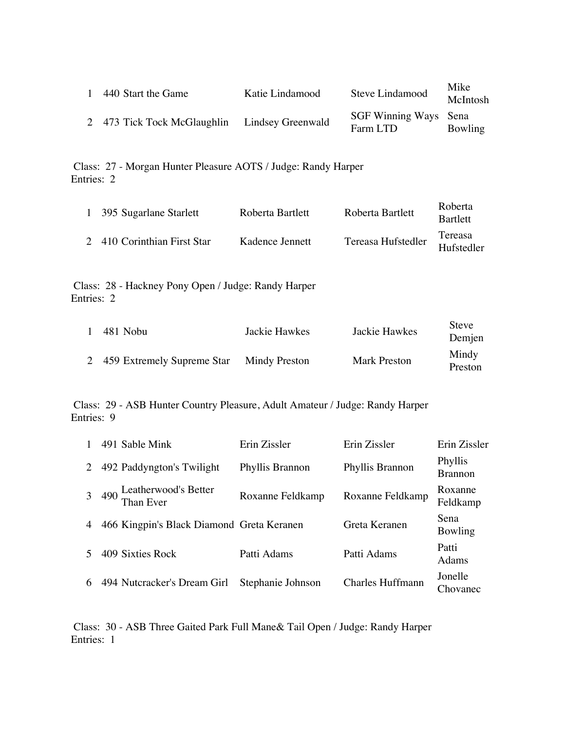| | | | | |
|---|---|---|---|---|
| 1 | 440 Start the Game | Katie Lindamood | Steve Lindamood | Mike McIntosh |
| 2 | 473 Tick Tock McGlaughlin | Lindsey Greenwald | SGF Winning Ways Farm LTD | Sena Bowling |

Class: 27 - Morgan Hunter Pleasure AOTS / Judge: Randy Harper
Entries: 2

| | | | | |
|---|---|---|---|---|
| 1 | 395 Sugarlane Starlett | Roberta Bartlett | Roberta Bartlett | Roberta Bartlett |
| 2 | 410 Corinthian First Star | Kadence Jennett | Tereasa Hufstedler | Tereasa Hufstedler |

Class: 28 - Hackney Pony Open / Judge: Randy Harper
Entries: 2

| | | | | |
|---|---|---|---|---|
| 1 | 481 Nobu | Jackie Hawkes | Jackie Hawkes | Steve Demjen |
| 2 | 459 Extremely Supreme Star | Mindy Preston | Mark Preston | Mindy Preston |

Class: 29 - ASB Hunter Country Pleasure, Adult Amateur / Judge: Randy Harper
Entries: 9

| | | | | |
|---|---|---|---|---|
| 1 | 491 Sable Mink | Erin Zissler | Erin Zissler | Erin Zissler |
| 2 | 492 Paddyngton's Twilight | Phyllis Brannon | Phyllis Brannon | Phyllis Brannon |
| 3 | 490 Leatherwood's Better Than Ever | Roxanne Feldkamp | Roxanne Feldkamp | Roxanne Feldkamp |
| 4 | 466 Kingpin's Black Diamond | Greta Keranen | Greta Keranen | Sena Bowling |
| 5 | 409 Sixties Rock | Patti Adams | Patti Adams | Patti Adams |
| 6 | 494 Nutcracker's Dream Girl | Stephanie Johnson | Charles Huffmann | Jonelle Chovanec |

Class: 30 - ASB Three Gaited Park Full Mane& Tail Open / Judge: Randy Harper
Entries: 1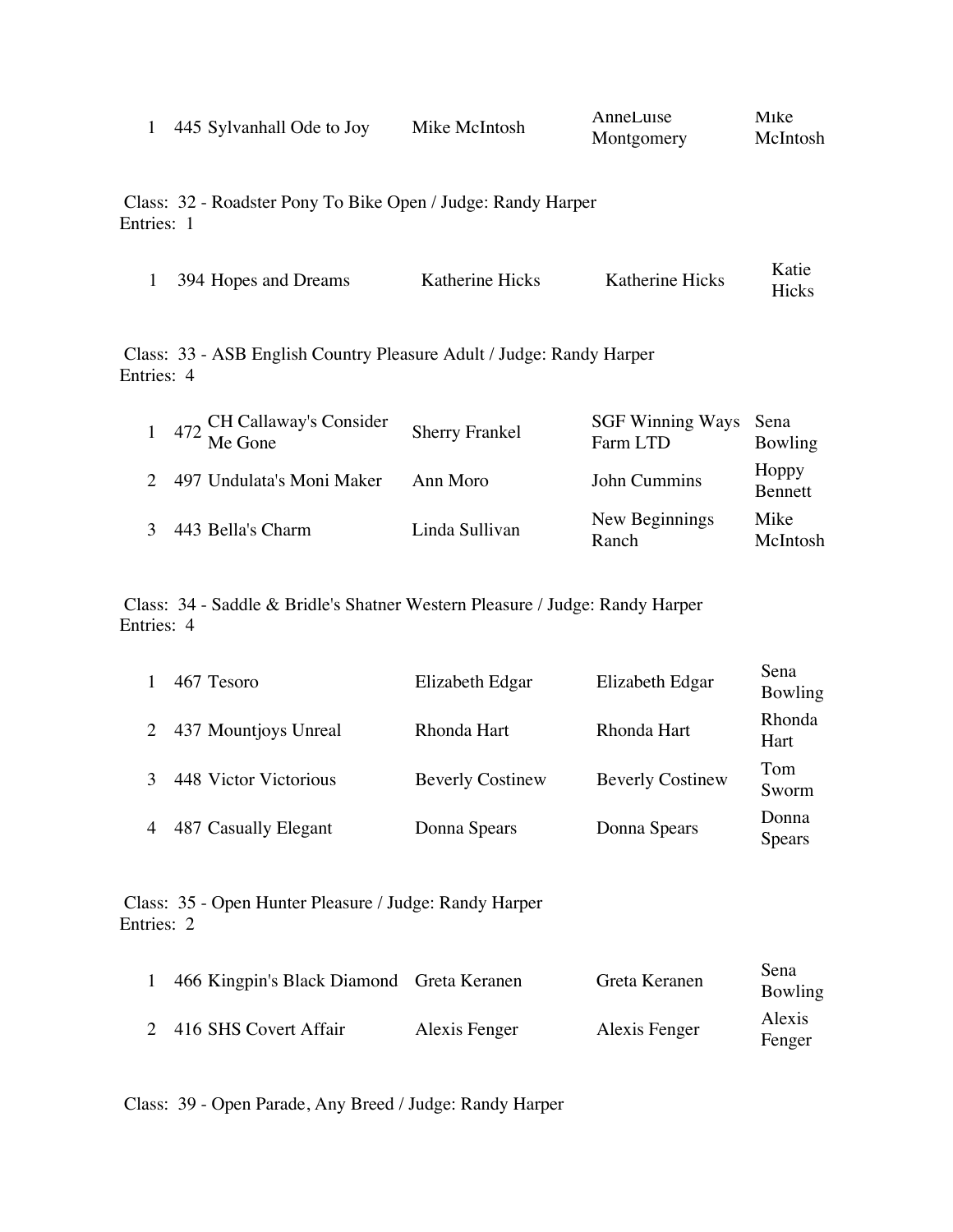| | | | | |
|---|---|---|---|---|
| 1 | 445 | Sylvanhall Ode to Joy | Mike McIntosh | AnneLuise Montgomery | Mike McIntosh |

Class: 32 - Roadster Pony To Bike Open / Judge: Randy Harper
Entries: 1

| | | | | | |
|---|---|---|---|---|---|
| 1 | 394 | Hopes and Dreams | Katherine Hicks | Katherine Hicks | Katie Hicks |

Class: 33 - ASB English Country Pleasure Adult / Judge: Randy Harper
Entries: 4

| | | | | | |
|---|---|---|---|---|---|
| 1 | 472 | CH Callaway's Consider Me Gone | Sherry Frankel | SGF Winning Ways Farm LTD | Sena Bowling |
| 2 | 497 | Undulata's Moni Maker | Ann Moro | John Cummins | Hoppy Bennett |
| 3 | 443 | Bella's Charm | Linda Sullivan | New Beginnings Ranch | Mike McIntosh |

Class: 34 - Saddle & Bridle's Shatner Western Pleasure / Judge: Randy Harper
Entries: 4

| | | | | | |
|---|---|---|---|---|---|
| 1 | 467 | Tesoro | Elizabeth Edgar | Elizabeth Edgar | Sena Bowling |
| 2 | 437 | Mountjoys Unreal | Rhonda Hart | Rhonda Hart | Rhonda Hart |
| 3 | 448 | Victor Victorious | Beverly Costinew | Beverly Costinew | Tom Sworm |
| 4 | 487 | Casually Elegant | Donna Spears | Donna Spears | Donna Spears |

Class: 35 - Open Hunter Pleasure / Judge: Randy Harper
Entries: 2

| | | | | | |
|---|---|---|---|---|---|
| 1 | 466 | Kingpin's Black Diamond | Greta Keranen | Greta Keranen | Sena Bowling |
| 2 | 416 | SHS Covert Affair | Alexis Fenger | Alexis Fenger | Alexis Fenger |

Class: 39 - Open Parade, Any Breed / Judge: Randy Harper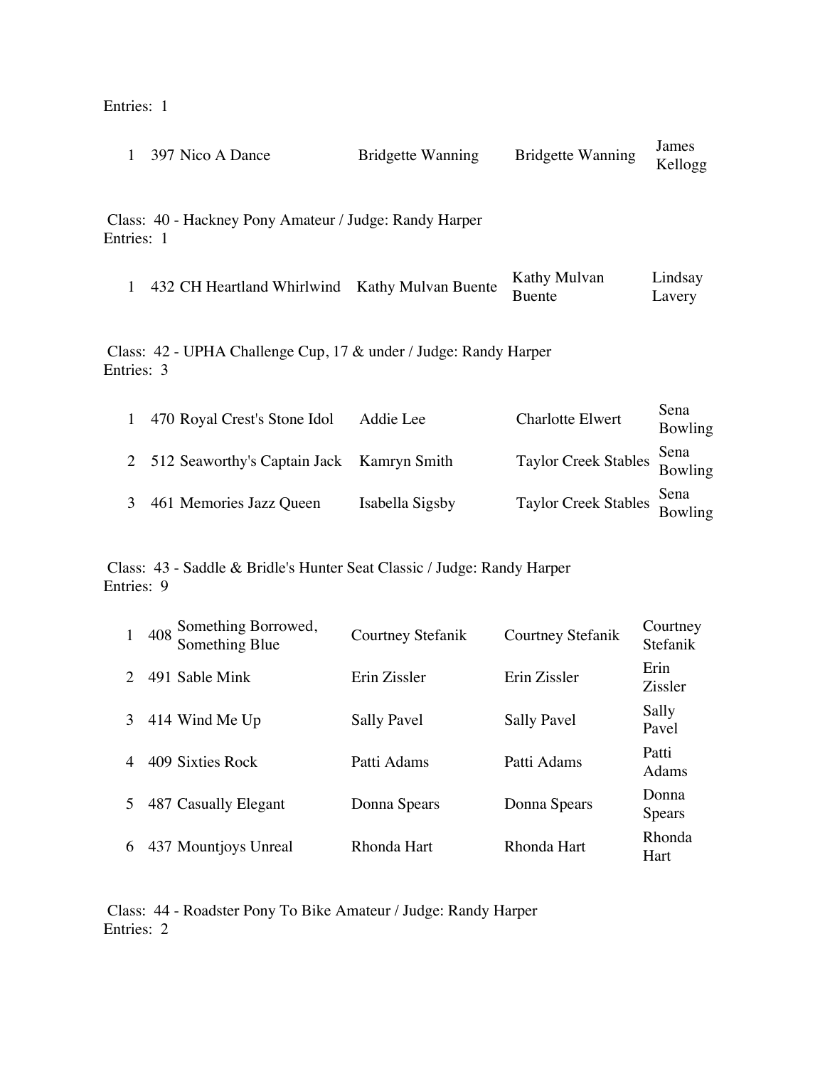Entries: 1

| | | | | | |
|---|---|---|---|---|---|
| 1 | 397 | Nico A Dance | Bridgette Wanning | Bridgette Wanning | James Kellogg |

Class: 40 - Hackney Pony Amateur / Judge: Randy Harper
Entries: 1

| | | | | | |
|---|---|---|---|---|---|
| 1 | 432 | CH Heartland Whirlwind | Kathy Mulvan Buente | Kathy Mulvan Buente | Lindsay Lavery |

Class: 42 - UPHA Challenge Cup, 17 & under / Judge: Randy Harper
Entries: 3

| | | | | | |
|---|---|---|---|---|---|
| 1 | 470 | Royal Crest's Stone Idol | Addie Lee | Charlotte Elwert | Sena Bowling |
| 2 | 512 | Seaworthy's Captain Jack | Kamryn Smith | Taylor Creek Stables | Sena Bowling |
| 3 | 461 | Memories Jazz Queen | Isabella Sigsby | Taylor Creek Stables | Sena Bowling |

Class: 43 - Saddle & Bridle's Hunter Seat Classic / Judge: Randy Harper
Entries: 9

| | | | | | |
|---|---|---|---|---|---|
| 1 | 408 | Something Borrowed, Something Blue | Courtney Stefanik | Courtney Stefanik | Courtney Stefanik |
| 2 | 491 | Sable Mink | Erin Zissler | Erin Zissler | Erin Zissler |
| 3 | 414 | Wind Me Up | Sally Pavel | Sally Pavel | Sally Pavel |
| 4 | 409 | Sixties Rock | Patti Adams | Patti Adams | Patti Adams |
| 5 | 487 | Casually Elegant | Donna Spears | Donna Spears | Donna Spears |
| 6 | 437 | Mountjoys Unreal | Rhonda Hart | Rhonda Hart | Rhonda Hart |

Class: 44 - Roadster Pony To Bike Amateur / Judge: Randy Harper
Entries: 2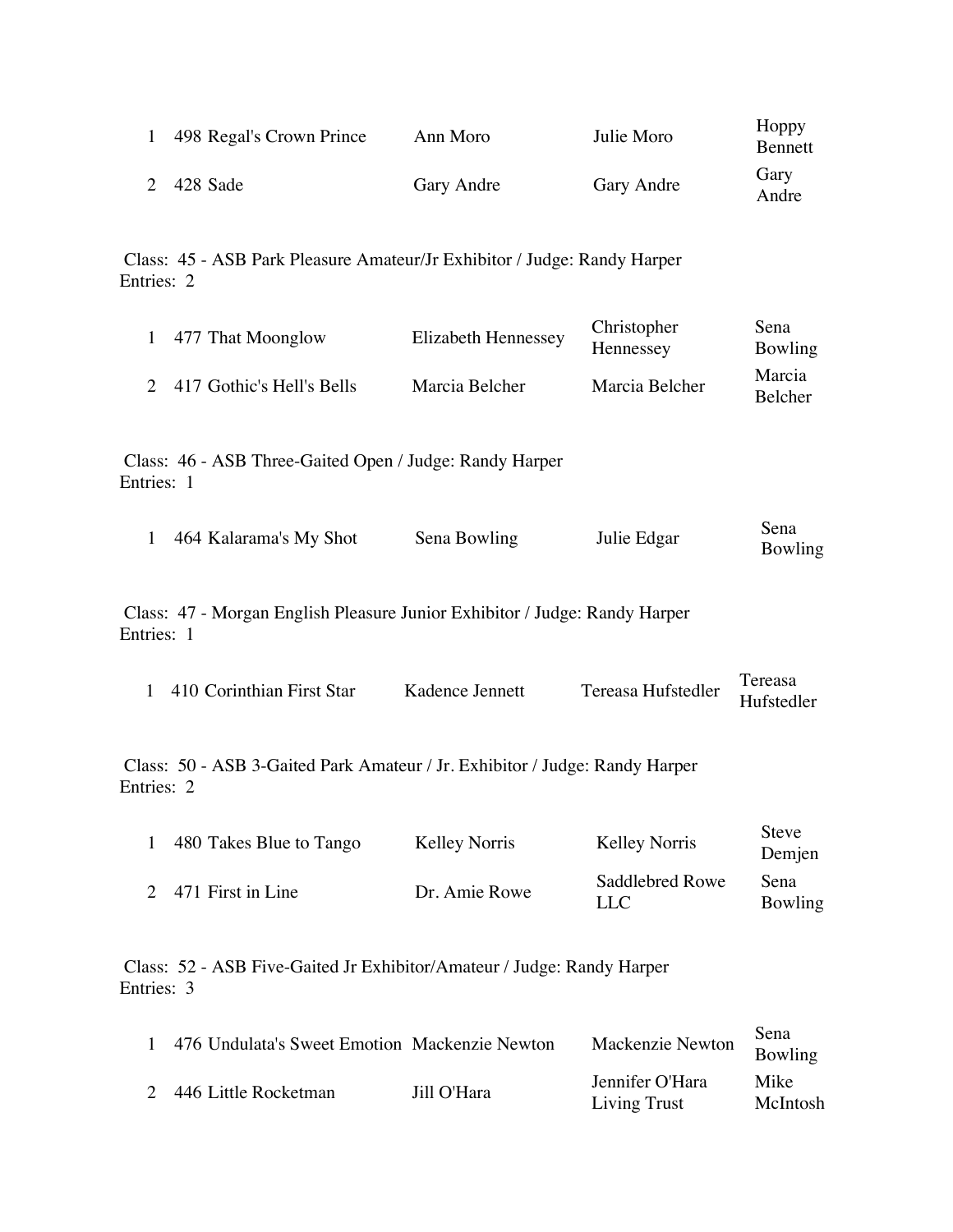| | | | | |
|---|---|---|---|---|
| 1 | 498 Regal's Crown Prince | Ann Moro | Julie Moro | Hoppy Bennett |
| 2 | 428 Sade | Gary Andre | Gary Andre | Gary Andre |

Class: 45 - ASB Park Pleasure Amateur/Jr Exhibitor / Judge: Randy Harper
Entries: 2

| | | | | |
|---|---|---|---|---|
| 1 | 477 That Moonglow | Elizabeth Hennessey | Christopher Hennessey | Sena Bowling |
| 2 | 417 Gothic's Hell's Bells | Marcia Belcher | Marcia Belcher | Marcia Belcher |

Class: 46 - ASB Three-Gaited Open / Judge: Randy Harper
Entries: 1

| | | | | |
|---|---|---|---|---|
| 1 | 464 Kalarama's My Shot | Sena Bowling | Julie Edgar | Sena Bowling |

Class: 47 - Morgan English Pleasure Junior Exhibitor / Judge: Randy Harper
Entries: 1

| | | | | |
|---|---|---|---|---|
| 1 | 410 Corinthian First Star | Kadence Jennett | Tereasa Hufstedler | Tereasa Hufstedler |

Class: 50 - ASB 3-Gaited Park Amateur / Jr. Exhibitor / Judge: Randy Harper
Entries: 2

| | | | | |
|---|---|---|---|---|
| 1 | 480 Takes Blue to Tango | Kelley Norris | Kelley Norris | Steve Demjen |
| 2 | 471 First in Line | Dr. Amie Rowe | Saddlebred Rowe LLC | Sena Bowling |

Class: 52 - ASB Five-Gaited Jr Exhibitor/Amateur / Judge: Randy Harper
Entries: 3

| | | | | |
|---|---|---|---|---|
| 1 | 476 Undulata's Sweet Emotion | Mackenzie Newton | Mackenzie Newton | Sena Bowling |
| 2 | 446 Little Rocketman | Jill O'Hara | Jennifer O'Hara Living Trust | Mike McIntosh |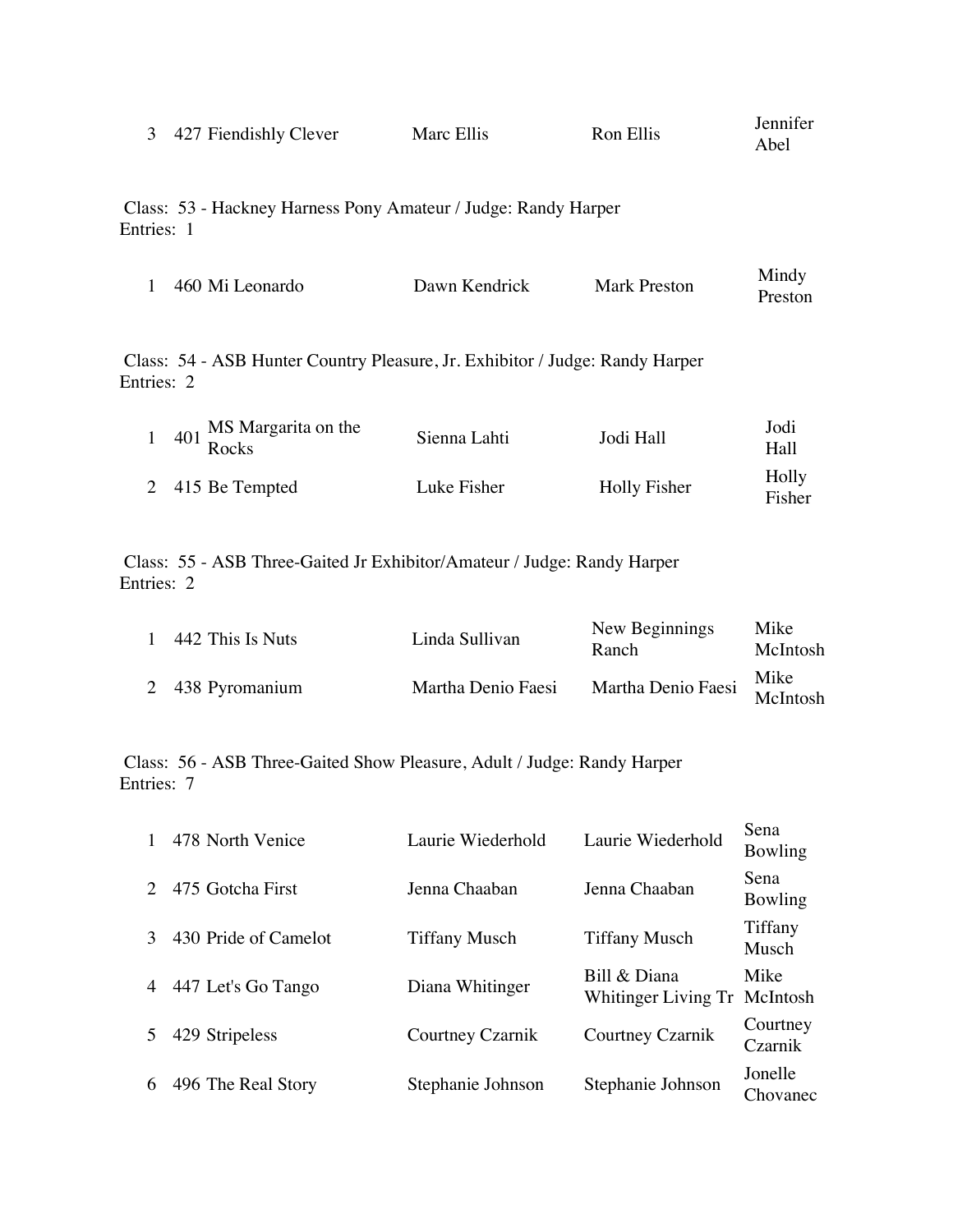| | | | | |
|---|---|---|---|---|
| 3 | 427 | Fiendishly Clever | Marc Ellis | Ron Ellis | Jennifer Abel |

Class: 53 - Hackney Harness Pony Amateur / Judge: Randy Harper
Entries: 1

| | | | | | |
|---|---|---|---|---|---|
| 1 | 460 | Mi Leonardo | Dawn Kendrick | Mark Preston | Mindy Preston |

Class: 54 - ASB Hunter Country Pleasure, Jr. Exhibitor / Judge: Randy Harper
Entries: 2

| | | | | | |
|---|---|---|---|---|---|
| 1 | 401 | MS Margarita on the Rocks | Sienna Lahti | Jodi Hall | Jodi Hall |
| 2 | 415 | Be Tempted | Luke Fisher | Holly Fisher | Holly Fisher |

Class: 55 - ASB Three-Gaited Jr Exhibitor/Amateur / Judge: Randy Harper
Entries: 2

| | | | | | |
|---|---|---|---|---|---|
| 1 | 442 | This Is Nuts | Linda Sullivan | New Beginnings Ranch | Mike McIntosh |
| 2 | 438 | Pyromanium | Martha Denio Faesi | Martha Denio Faesi | Mike McIntosh |

Class: 56 - ASB Three-Gaited Show Pleasure, Adult / Judge: Randy Harper
Entries: 7

| | | | | | |
|---|---|---|---|---|---|
| 1 | 478 | North Venice | Laurie Wiederhold | Laurie Wiederhold | Sena Bowling |
| 2 | 475 | Gotcha First | Jenna Chaaban | Jenna Chaaban | Sena Bowling |
| 3 | 430 | Pride of Camelot | Tiffany Musch | Tiffany Musch | Tiffany Musch |
| 4 | 447 | Let's Go Tango | Diana Whitinger | Bill & Diana Whitinger Living Tr | Mike McIntosh |
| 5 | 429 | Stripeless | Courtney Czarnik | Courtney Czarnik | Courtney Czarnik |
| 6 | 496 | The Real Story | Stephanie Johnson | Stephanie Johnson | Jonelle Chovanec |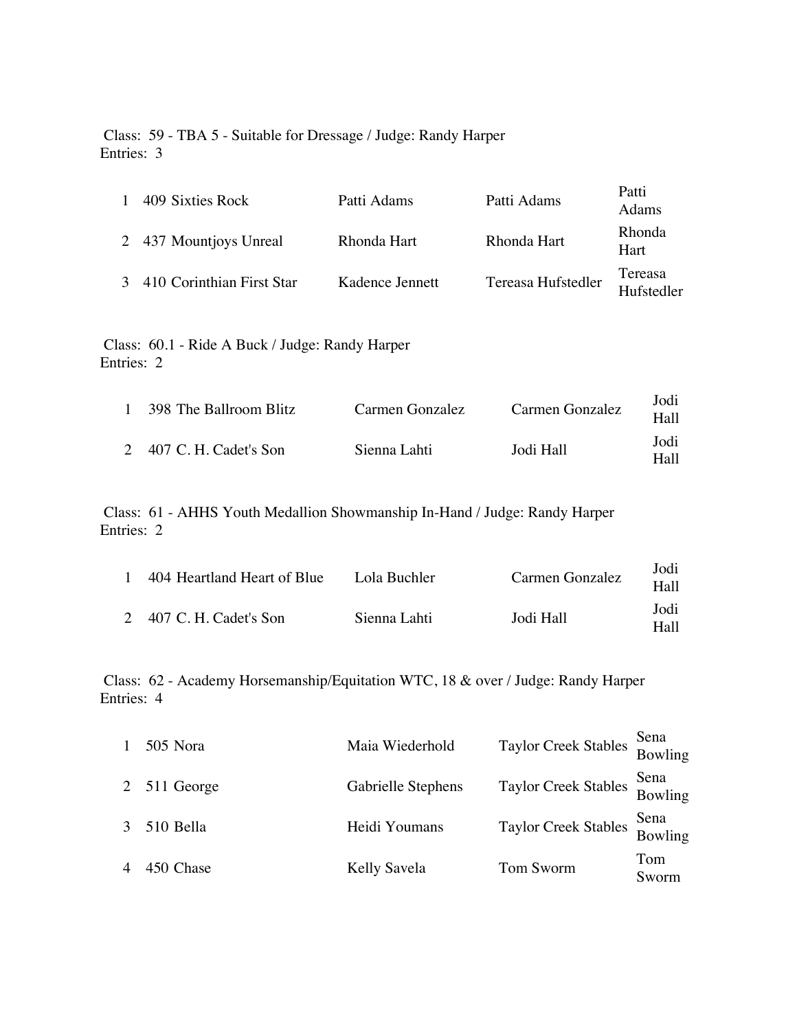Class: 59 - TBA 5 - Suitable for Dressage / Judge: Randy Harper
Entries: 3

| | | | | |
|---|---|---|---|---|
| 1 | 409 Sixties Rock | Patti Adams | Patti Adams | Patti Adams |
| 2 | 437 Mountjoys Unreal | Rhonda Hart | Rhonda Hart | Rhonda Hart |
| 3 | 410 Corinthian First Star | Kadence Jennett | Tereasa Hufstedler | Tereasa Hufstedler |

Class: 60.1 - Ride A Buck / Judge: Randy Harper
Entries: 2

| | | | | |
|---|---|---|---|---|
| 1 | 398 The Ballroom Blitz | Carmen Gonzalez | Carmen Gonzalez | Jodi Hall |
| 2 | 407 C. H. Cadet's Son | Sienna Lahti | Jodi Hall | Jodi Hall |

Class: 61 - AHHS Youth Medallion Showmanship In-Hand / Judge: Randy Harper
Entries: 2

| | | | | |
|---|---|---|---|---|
| 1 | 404 Heartland Heart of Blue | Lola Buchler | Carmen Gonzalez | Jodi Hall |
| 2 | 407 C. H. Cadet's Son | Sienna Lahti | Jodi Hall | Jodi Hall |

Class: 62 - Academy Horsemanship/Equitation WTC, 18 & over / Judge: Randy Harper
Entries: 4

| | | | | |
|---|---|---|---|---|
| 1 | 505 Nora | Maia Wiederhold | Taylor Creek Stables | Sena Bowling |
| 2 | 511 George | Gabrielle Stephens | Taylor Creek Stables | Sena Bowling |
| 3 | 510 Bella | Heidi Youmans | Taylor Creek Stables | Sena Bowling |
| 4 | 450 Chase | Kelly Savela | Tom Sworm | Tom Sworm |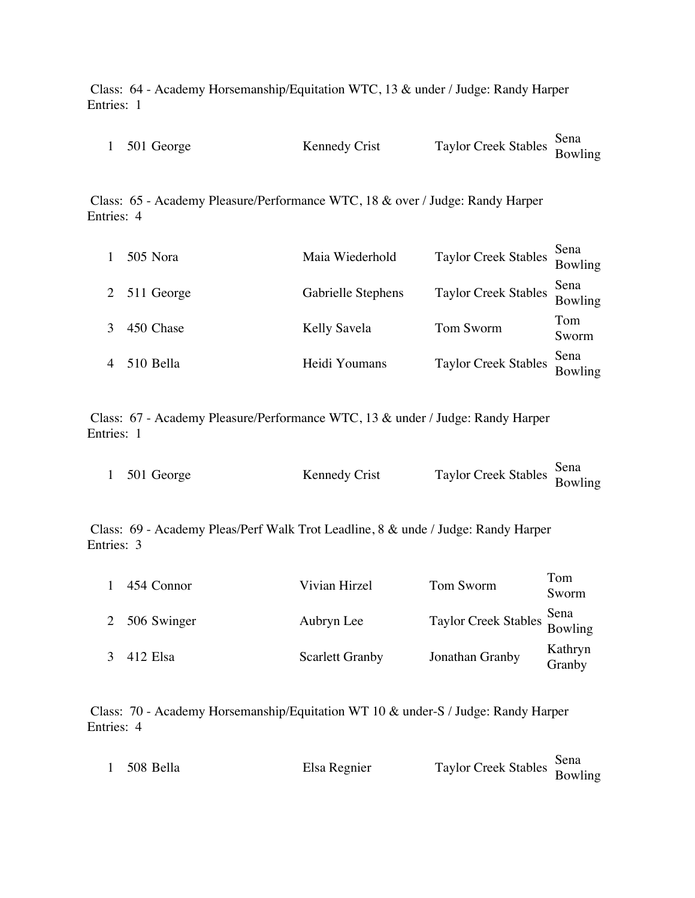Class: 64 - Academy Horsemanship/Equitation WTC, 13 & under / Judge: Randy Harper
Entries: 1

| | | | | |
|---|---|---|---|---|
| 1 | 501 George | Kennedy Crist | Taylor Creek Stables | Sena Bowling |

Class: 65 - Academy Pleasure/Performance WTC, 18 & over / Judge: Randy Harper
Entries: 4

| | | | | |
|---|---|---|---|---|
| 1 | 505 Nora | Maia Wiederhold | Taylor Creek Stables | Sena Bowling |
| 2 | 511 George | Gabrielle Stephens | Taylor Creek Stables | Sena Bowling |
| 3 | 450 Chase | Kelly Savela | Tom Sworm | Tom Sworm |
| 4 | 510 Bella | Heidi Youmans | Taylor Creek Stables | Sena Bowling |

Class: 67 - Academy Pleasure/Performance WTC, 13 & under / Judge: Randy Harper
Entries: 1

| | | | | |
|---|---|---|---|---|
| 1 | 501 George | Kennedy Crist | Taylor Creek Stables | Sena Bowling |

Class: 69 - Academy Pleas/Perf Walk Trot Leadline, 8 & unde / Judge: Randy Harper
Entries: 3

| | | | | |
|---|---|---|---|---|
| 1 | 454 Connor | Vivian Hirzel | Tom Sworm | Tom Sworm |
| 2 | 506 Swinger | Aubryn Lee | Taylor Creek Stables | Sena Bowling |
| 3 | 412 Elsa | Scarlett Granby | Jonathan Granby | Kathryn Granby |

Class: 70 - Academy Horsemanship/Equitation WT 10 & under-S / Judge: Randy Harper
Entries: 4

| | | | | |
|---|---|---|---|---|
| 1 | 508 Bella | Elsa Regnier | Taylor Creek Stables | Sena Bowling |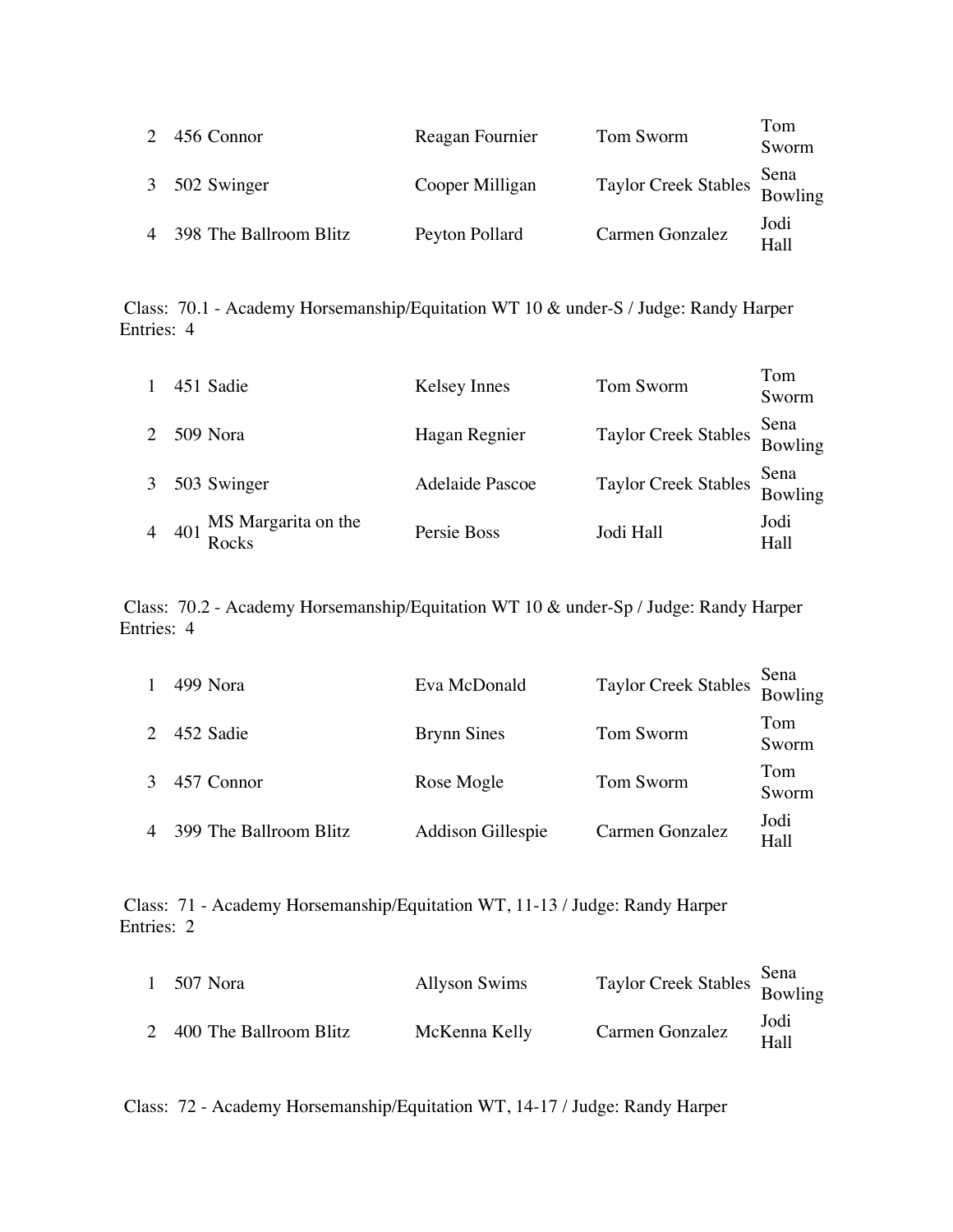| | | | | |
|---|---|---|---|---|
| 2 | 456 Connor | Reagan Fournier | Tom Sworm | Tom Sworm |
| 3 | 502 Swinger | Cooper Milligan | Taylor Creek Stables | Sena Bowling |
| 4 | 398 The Ballroom Blitz | Peyton Pollard | Carmen Gonzalez | Jodi Hall |

Class: 70.1 - Academy Horsemanship/Equitation WT 10 & under-S / Judge: Randy Harper
Entries: 4

| | | | | |
|---|---|---|---|---|
| 1 | 451 Sadie | Kelsey Innes | Tom Sworm | Tom Sworm |
| 2 | 509 Nora | Hagan Regnier | Taylor Creek Stables | Sena Bowling |
| 3 | 503 Swinger | Adelaide Pascoe | Taylor Creek Stables | Sena Bowling |
| 4 | 401 MS Margarita on the Rocks | Persie Boss | Jodi Hall | Jodi Hall |

Class: 70.2 - Academy Horsemanship/Equitation WT 10 & under-Sp / Judge: Randy Harper
Entries: 4

| | | | | |
|---|---|---|---|---|
| 1 | 499 Nora | Eva McDonald | Taylor Creek Stables | Sena Bowling |
| 2 | 452 Sadie | Brynn Sines | Tom Sworm | Tom Sworm |
| 3 | 457 Connor | Rose Mogle | Tom Sworm | Tom Sworm |
| 4 | 399 The Ballroom Blitz | Addison Gillespie | Carmen Gonzalez | Jodi Hall |

Class: 71 - Academy Horsemanship/Equitation WT, 11-13 / Judge: Randy Harper
Entries: 2

| | | | | |
|---|---|---|---|---|
| 1 | 507 Nora | Allyson Swims | Taylor Creek Stables | Sena Bowling |
| 2 | 400 The Ballroom Blitz | McKenna Kelly | Carmen Gonzalez | Jodi Hall |

Class: 72 - Academy Horsemanship/Equitation WT, 14-17 / Judge: Randy Harper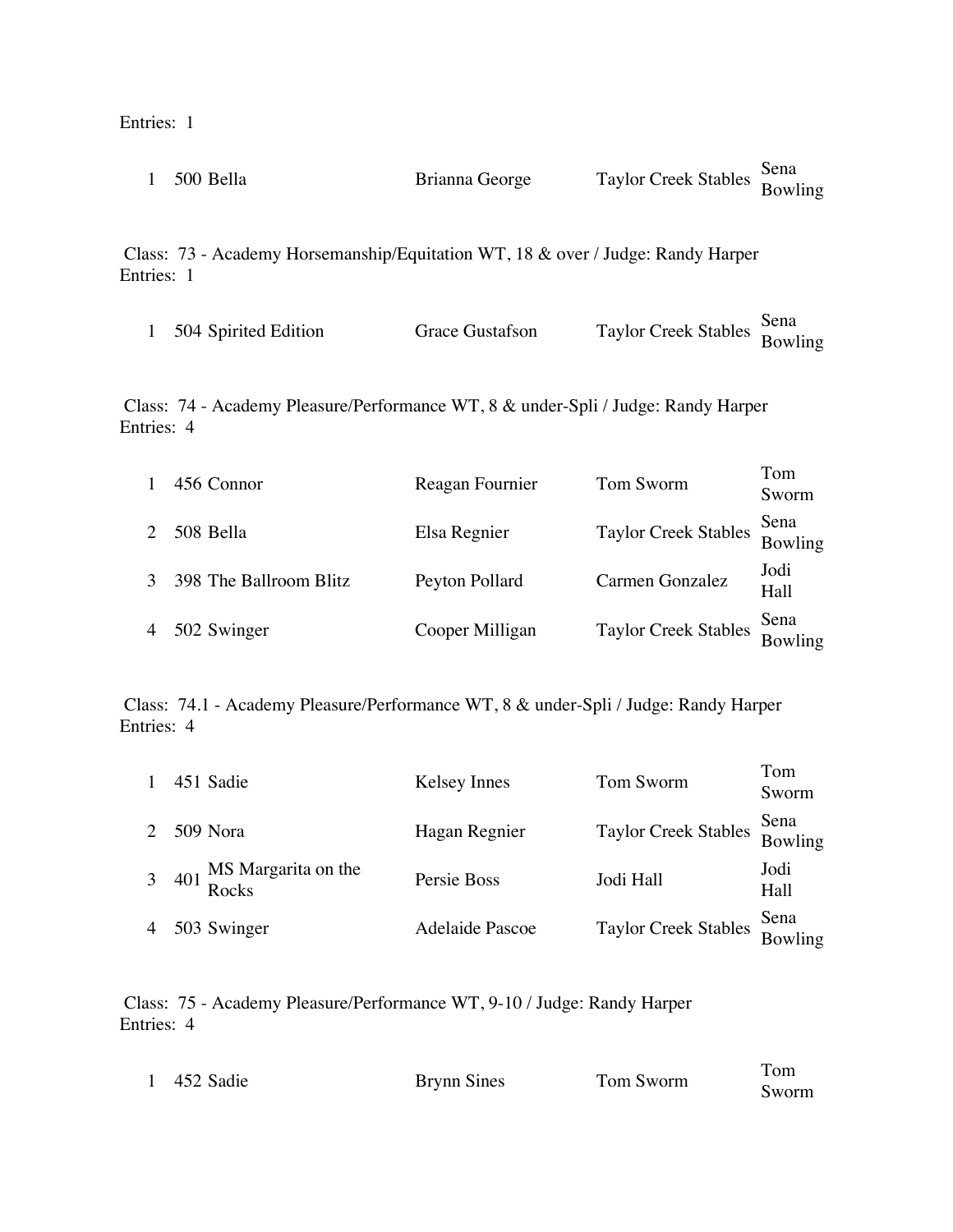Entries: 1

| | | | | |
|---|---|---|---|---|
| 1 | 500 Bella | Brianna George | Taylor Creek Stables | Sena Bowling |

Class: 73 - Academy Horsemanship/Equitation WT, 18 & over / Judge: Randy Harper
Entries: 1

| | | | | |
|---|---|---|---|---|
| 1 | 504 Spirited Edition | Grace Gustafson | Taylor Creek Stables | Sena Bowling |

Class: 74 - Academy Pleasure/Performance WT, 8 & under-Spli / Judge: Randy Harper
Entries: 4

| | | | | |
|---|---|---|---|---|
| 1 | 456 Connor | Reagan Fournier | Tom Sworm | Tom Sworm |
| 2 | 508 Bella | Elsa Regnier | Taylor Creek Stables | Sena Bowling |
| 3 | 398 The Ballroom Blitz | Peyton Pollard | Carmen Gonzalez | Jodi Hall |
| 4 | 502 Swinger | Cooper Milligan | Taylor Creek Stables | Sena Bowling |

Class: 74.1 - Academy Pleasure/Performance WT, 8 & under-Spli / Judge: Randy Harper
Entries: 4

| | | | | |
|---|---|---|---|---|
| 1 | 451 Sadie | Kelsey Innes | Tom Sworm | Tom Sworm |
| 2 | 509 Nora | Hagan Regnier | Taylor Creek Stables | Sena Bowling |
| 3 | 401 MS Margarita on the Rocks | Persie Boss | Jodi Hall | Jodi Hall |
| 4 | 503 Swinger | Adelaide Pascoe | Taylor Creek Stables | Sena Bowling |

Class: 75 - Academy Pleasure/Performance WT, 9-10 / Judge: Randy Harper
Entries: 4

| | | | | |
|---|---|---|---|---|
| 1 | 452 Sadie | Brynn Sines | Tom Sworm | Tom Sworm |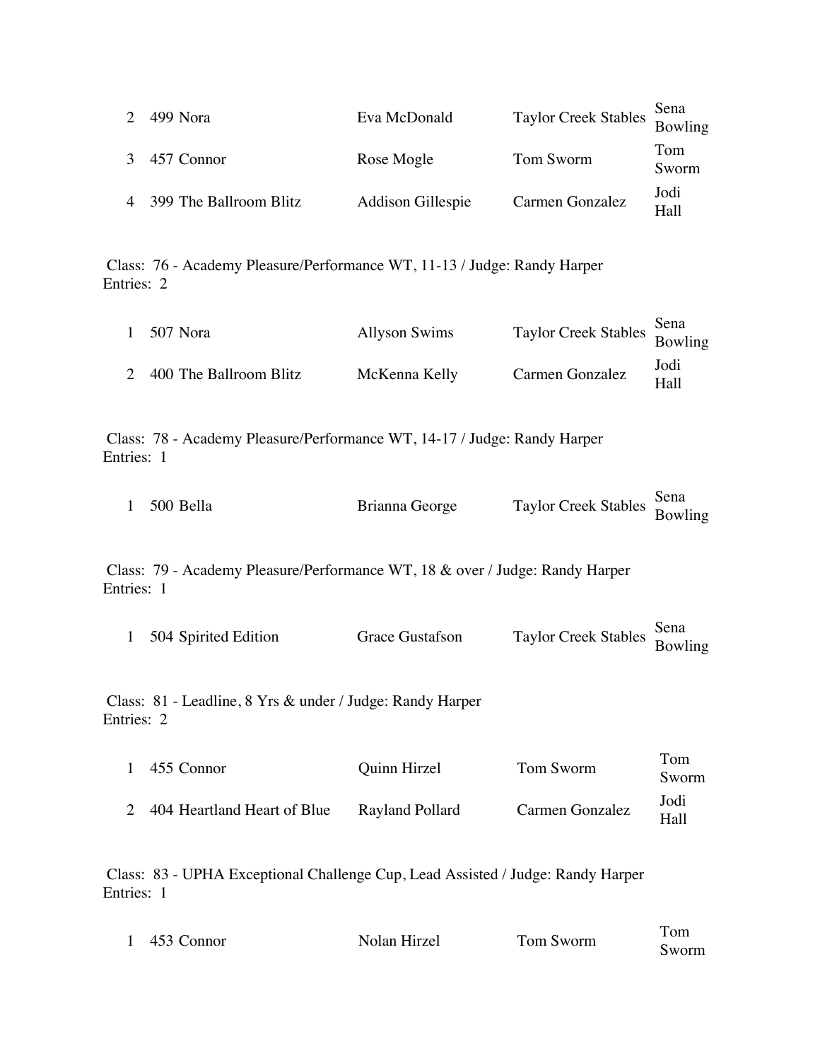| | | | | |
|---|---|---|---|---|
| 2 | 499 Nora | Eva McDonald | Taylor Creek Stables | Sena Bowling |
| 3 | 457 Connor | Rose Mogle | Tom Sworm | Tom Sworm |
| 4 | 399 The Ballroom Blitz | Addison Gillespie | Carmen Gonzalez | Jodi Hall |

Class: 76 - Academy Pleasure/Performance WT, 11-13 / Judge: Randy Harper
Entries: 2

| | | | | |
|---|---|---|---|---|
| 1 | 507 Nora | Allyson Swims | Taylor Creek Stables | Sena Bowling |
| 2 | 400 The Ballroom Blitz | McKenna Kelly | Carmen Gonzalez | Jodi Hall |

Class: 78 - Academy Pleasure/Performance WT, 14-17 / Judge: Randy Harper
Entries: 1

| | | | | |
|---|---|---|---|---|
| 1 | 500 Bella | Brianna George | Taylor Creek Stables | Sena Bowling |

Class: 79 - Academy Pleasure/Performance WT, 18 & over / Judge: Randy Harper
Entries: 1

| | | | | |
|---|---|---|---|---|
| 1 | 504 Spirited Edition | Grace Gustafson | Taylor Creek Stables | Sena Bowling |

Class: 81 - Leadline, 8 Yrs & under / Judge: Randy Harper
Entries: 2

| | | | | |
|---|---|---|---|---|
| 1 | 455 Connor | Quinn Hirzel | Tom Sworm | Tom Sworm |
| 2 | 404 Heartland Heart of Blue | Rayland Pollard | Carmen Gonzalez | Jodi Hall |

Class: 83 - UPHA Exceptional Challenge Cup, Lead Assisted / Judge: Randy Harper
Entries: 1

| | | | | |
|---|---|---|---|---|
| 1 | 453 Connor | Nolan Hirzel | Tom Sworm | Tom Sworm |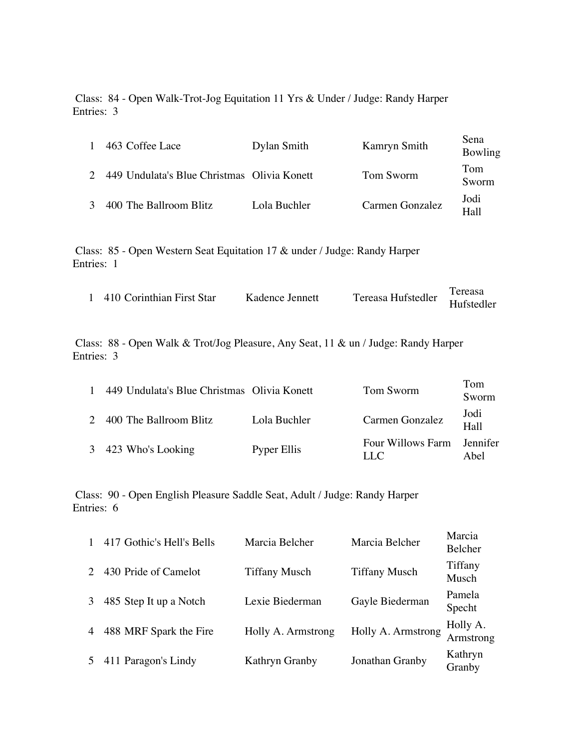Class: 84 - Open Walk-Trot-Jog Equitation 11 Yrs & Under / Judge: Randy Harper
Entries: 3

| | | | | |
|---|---|---|---|---|
| 1 | 463 Coffee Lace | Dylan Smith | Kamryn Smith | Sena Bowling |
| 2 | 449 Undulata's Blue Christmas | Olivia Konett | Tom Sworm | Tom Sworm |
| 3 | 400 The Ballroom Blitz | Lola Buchler | Carmen Gonzalez | Jodi Hall |

Class: 85 - Open Western Seat Equitation 17 & under / Judge: Randy Harper
Entries: 1

| | | | | |
|---|---|---|---|---|
| 1 | 410 Corinthian First Star | Kadence Jennett | Tereasa Hufstedler | Tereasa Hufstedler |

Class: 88 - Open Walk & Trot/Jog Pleasure, Any Seat, 11 & un / Judge: Randy Harper
Entries: 3

| | | | | |
|---|---|---|---|---|
| 1 | 449 Undulata's Blue Christmas | Olivia Konett | Tom Sworm | Tom Sworm |
| 2 | 400 The Ballroom Blitz | Lola Buchler | Carmen Gonzalez | Jodi Hall |
| 3 | 423 Who's Looking | Pyper Ellis | Four Willows Farm LLC | Jennifer Abel |

Class: 90 - Open English Pleasure Saddle Seat, Adult / Judge: Randy Harper
Entries: 6

| | | | | |
|---|---|---|---|---|
| 1 | 417 Gothic's Hell's Bells | Marcia Belcher | Marcia Belcher | Marcia Belcher |
| 2 | 430 Pride of Camelot | Tiffany Musch | Tiffany Musch | Tiffany Musch |
| 3 | 485 Step It up a Notch | Lexie Biederman | Gayle Biederman | Pamela Specht |
| 4 | 488 MRF Spark the Fire | Holly A. Armstrong | Holly A. Armstrong | Holly A. Armstrong |
| 5 | 411 Paragon's Lindy | Kathryn Granby | Jonathan Granby | Kathryn Granby |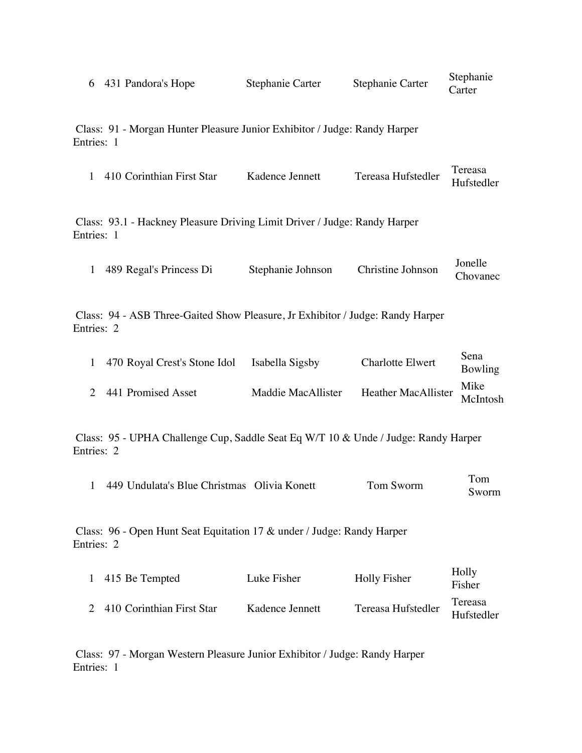| | | | | |
|---|---|---|---|---|
| 6 | 431 Pandora's Hope | Stephanie Carter | Stephanie Carter | Stephanie Carter |

Class: 91 - Morgan Hunter Pleasure Junior Exhibitor / Judge: Randy Harper
Entries: 1

| | | | | |
|---|---|---|---|---|
| 1 | 410 Corinthian First Star | Kadence Jennett | Tereasa Hufstedler | Tereasa Hufstedler |

Class: 93.1 - Hackney Pleasure Driving Limit Driver / Judge: Randy Harper
Entries: 1

| | | | | |
|---|---|---|---|---|
| 1 | 489 Regal's Princess Di | Stephanie Johnson | Christine Johnson | Jonelle Chovanec |

Class: 94 - ASB Three-Gaited Show Pleasure, Jr Exhibitor / Judge: Randy Harper
Entries: 2

| | | | | |
|---|---|---|---|---|
| 1 | 470 Royal Crest's Stone Idol | Isabella Sigsby | Charlotte Elwert | Sena Bowling |
| 2 | 441 Promised Asset | Maddie MacAllister | Heather MacAllister | Mike McIntosh |

Class: 95 - UPHA Challenge Cup, Saddle Seat Eq W/T 10 & Unde / Judge: Randy Harper
Entries: 2

| | | | | |
|---|---|---|---|---|
| 1 | 449 Undulata's Blue Christmas | Olivia Konett | Tom Sworm | Tom Sworm |

Class: 96 - Open Hunt Seat Equitation 17 & under / Judge: Randy Harper
Entries: 2

| | | | | |
|---|---|---|---|---|
| 1 | 415 Be Tempted | Luke Fisher | Holly Fisher | Holly Fisher |
| 2 | 410 Corinthian First Star | Kadence Jennett | Tereasa Hufstedler | Tereasa Hufstedler |

Class: 97 - Morgan Western Pleasure Junior Exhibitor / Judge: Randy Harper
Entries: 1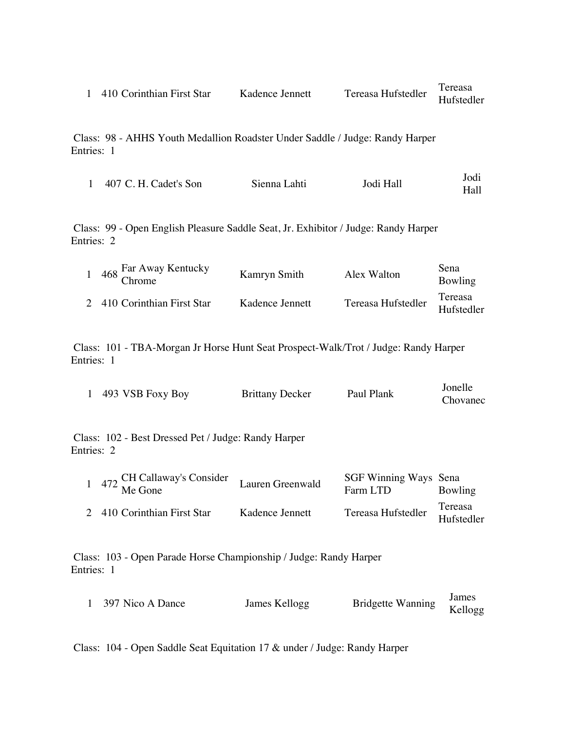| | | | | | |
|---|---|---|---|---|---|
| 1 | 410 | Corinthian First Star | Kadence Jennett | Tereasa Hufstedler | Tereasa Hufstedler |

Class: 98 - AHHS Youth Medallion Roadster Under Saddle / Judge: Randy Harper
Entries: 1

| | | | | | |
|---|---|---|---|---|---|
| 1 | 407 | C. H. Cadet's Son | Sienna Lahti | Jodi Hall | Jodi Hall |

Class: 99 - Open English Pleasure Saddle Seat, Jr. Exhibitor / Judge: Randy Harper
Entries: 2

| | | | | | |
|---|---|---|---|---|---|
| 1 | 468 | Far Away Kentucky Chrome | Kamryn Smith | Alex Walton | Sena Bowling |
| 2 | 410 | Corinthian First Star | Kadence Jennett | Tereasa Hufstedler | Tereasa Hufstedler |

Class: 101 - TBA-Morgan Jr Horse Hunt Seat Prospect-Walk/Trot / Judge: Randy Harper
Entries: 1

| | | | | | |
|---|---|---|---|---|---|
| 1 | 493 | VSB Foxy Boy | Brittany Decker | Paul Plank | Jonelle Chovanec |

Class: 102 - Best Dressed Pet / Judge: Randy Harper
Entries: 2

| | | | | | |
|---|---|---|---|---|---|
| 1 | 472 | CH Callaway's Consider Me Gone | Lauren Greenwald | SGF Winning Ways Farm LTD | Sena Bowling |
| 2 | 410 | Corinthian First Star | Kadence Jennett | Tereasa Hufstedler | Tereasa Hufstedler |

Class: 103 - Open Parade Horse Championship / Judge: Randy Harper
Entries: 1

| | | | | | |
|---|---|---|---|---|---|
| 1 | 397 | Nico A Dance | James Kellogg | Bridgette Wanning | James Kellogg |

Class: 104 - Open Saddle Seat Equitation 17 & under / Judge: Randy Harper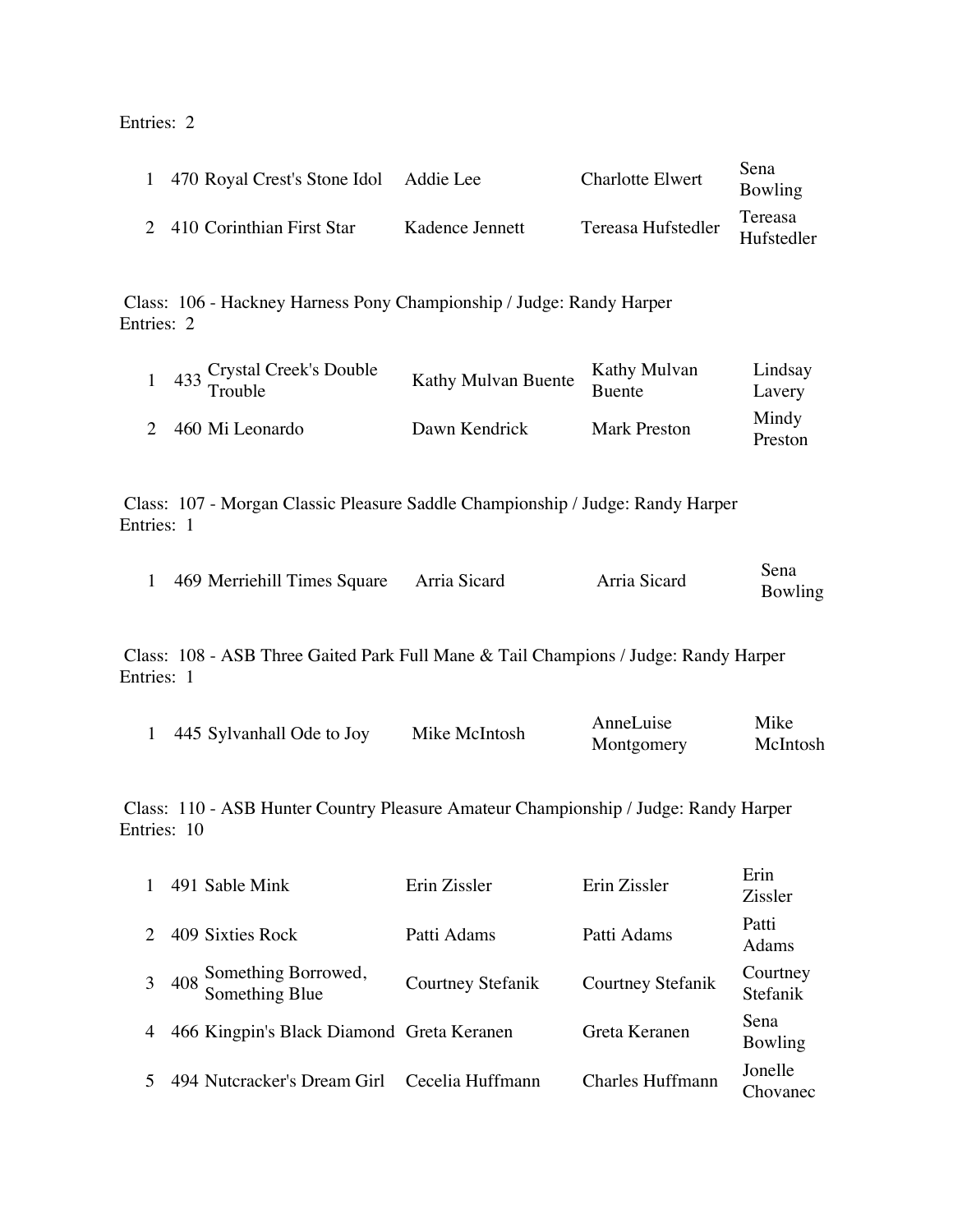Entries: 2

| | | | | | |
|---|---|---|---|---|---|
| 1 | 470 | Royal Crest's Stone Idol | Addie Lee | Charlotte Elwert | Sena Bowling |
| 2 | 410 | Corinthian First Star | Kadence Jennett | Tereasa Hufstedler | Tereasa Hufstedler |

Class: 106 - Hackney Harness Pony Championship / Judge: Randy Harper
Entries: 2

| | | | | | |
|---|---|---|---|---|---|
| 1 | 433 | Crystal Creek's Double Trouble | Kathy Mulvan Buente | Kathy Mulvan Buente | Lindsay Lavery |
| 2 | 460 | Mi Leonardo | Dawn Kendrick | Mark Preston | Mindy Preston |

Class: 107 - Morgan Classic Pleasure Saddle Championship / Judge: Randy Harper
Entries: 1

| | | | | | |
|---|---|---|---|---|---|
| 1 | 469 | Merriehill Times Square | Arria Sicard | Arria Sicard | Sena Bowling |

Class: 108 - ASB Three Gaited Park Full Mane & Tail Champions / Judge: Randy Harper
Entries: 1

| | | | | | |
|---|---|---|---|---|---|
| 1 | 445 | Sylvanhall Ode to Joy | Mike McIntosh | AnneLuise Montgomery | Mike McIntosh |

Class: 110 - ASB Hunter Country Pleasure Amateur Championship / Judge: Randy Harper
Entries: 10

| | | | | | |
|---|---|---|---|---|---|
| 1 | 491 | Sable Mink | Erin Zissler | Erin Zissler | Erin Zissler |
| 2 | 409 | Sixties Rock | Patti Adams | Patti Adams | Patti Adams |
| 3 | 408 | Something Borrowed, Something Blue | Courtney Stefanik | Courtney Stefanik | Courtney Stefanik |
| 4 | 466 | Kingpin's Black Diamond | Greta Keranen | Greta Keranen | Sena Bowling |
| 5 | 494 | Nutcracker's Dream Girl | Cecelia Huffmann | Charles Huffmann | Jonelle Chovanec |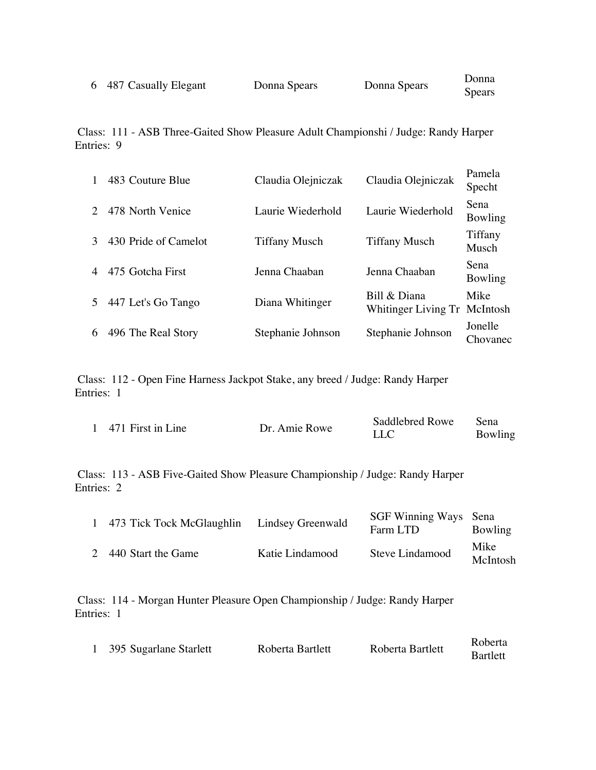| | | | | |
|---|---|---|---|---|
| 6 | 487 Casually Elegant | Donna Spears | Donna Spears | Donna Spears |

Class: 111 - ASB Three-Gaited Show Pleasure Adult Championshi / Judge: Randy Harper
Entries: 9

| | | | | |
|---|---|---|---|---|
| 1 | 483 Couture Blue | Claudia Olejniczak | Claudia Olejniczak | Pamela Specht |
| 2 | 478 North Venice | Laurie Wiederhold | Laurie Wiederhold | Sena Bowling |
| 3 | 430 Pride of Camelot | Tiffany Musch | Tiffany Musch | Tiffany Musch |
| 4 | 475 Gotcha First | Jenna Chaaban | Jenna Chaaban | Sena Bowling |
| 5 | 447 Let's Go Tango | Diana Whitinger | Bill & Diana Whitinger Living Tr | Mike McIntosh |
| 6 | 496 The Real Story | Stephanie Johnson | Stephanie Johnson | Jonelle Chovanec |

Class: 112 - Open Fine Harness Jackpot Stake, any breed / Judge: Randy Harper
Entries: 1

| | | | | |
|---|---|---|---|---|
| 1 | 471 First in Line | Dr. Amie Rowe | Saddlebred Rowe LLC | Sena Bowling |

Class: 113 - ASB Five-Gaited Show Pleasure Championship / Judge: Randy Harper
Entries: 2

| | | | | |
|---|---|---|---|---|
| 1 | 473 Tick Tock McGlaughlin | Lindsey Greenwald | SGF Winning Ways Farm LTD | Sena Bowling |
| 2 | 440 Start the Game | Katie Lindamood | Steve Lindamood | Mike McIntosh |

Class: 114 - Morgan Hunter Pleasure Open Championship / Judge: Randy Harper
Entries: 1

| | | | | |
|---|---|---|---|---|
| 1 | 395 Sugarlane Starlett | Roberta Bartlett | Roberta Bartlett | Roberta Bartlett |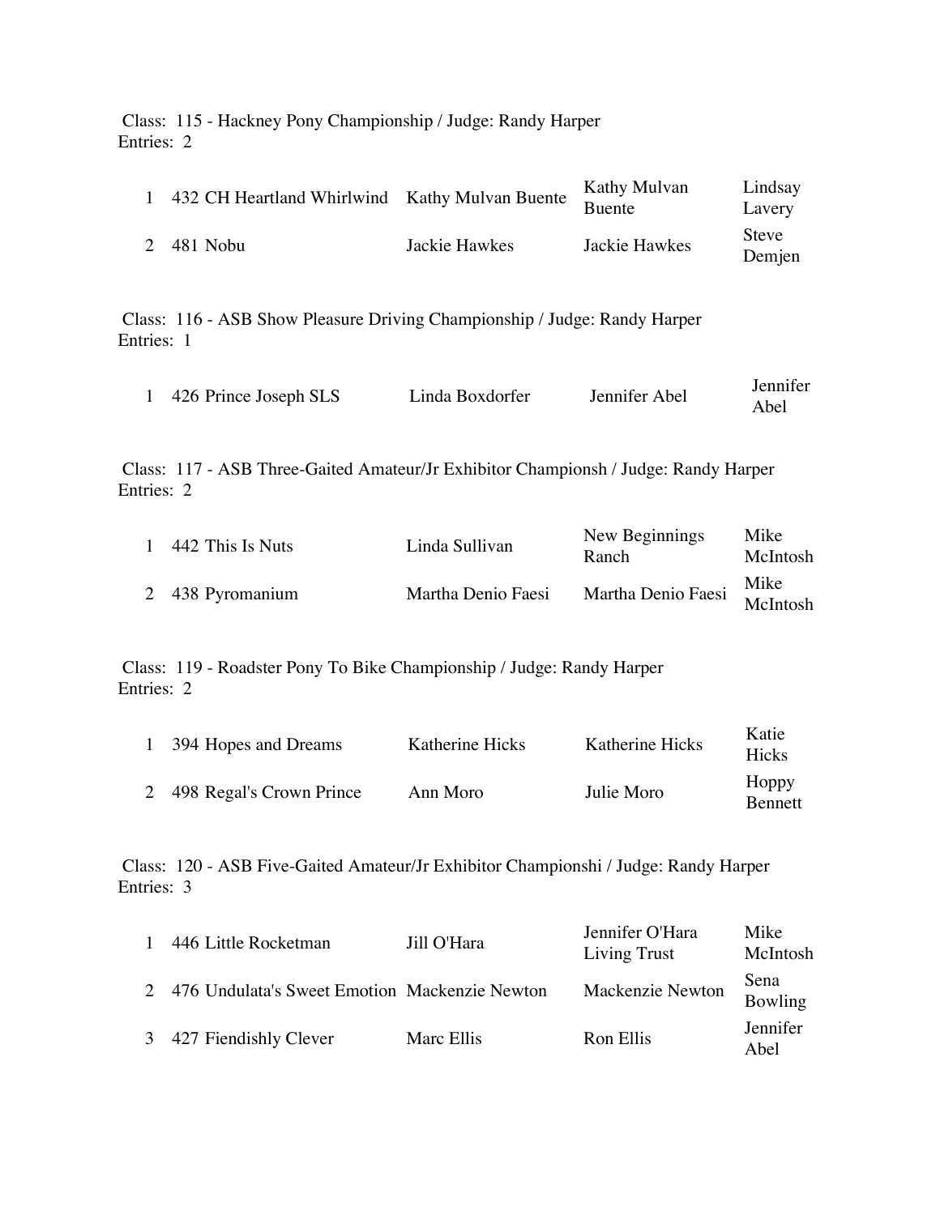Class: 115 - Hackney Pony Championship / Judge: Randy Harper
Entries: 2

| | | | | |
|---|---|---|---|---|
| 1 | 432 CH Heartland Whirlwind | Kathy Mulvan Buente | Kathy Mulvan Buente | Lindsay Lavery |
| 2 | 481 Nobu | Jackie Hawkes | Jackie Hawkes | Steve Demjen |

Class: 116 - ASB Show Pleasure Driving Championship / Judge: Randy Harper
Entries: 1

| | | | | |
|---|---|---|---|---|
| 1 | 426 Prince Joseph SLS | Linda Boxdorfer | Jennifer Abel | Jennifer Abel |

Class: 117 - ASB Three-Gaited Amateur/Jr Exhibitor Championsh / Judge: Randy Harper
Entries: 2

| | | | | |
|---|---|---|---|---|
| 1 | 442 This Is Nuts | Linda Sullivan | New Beginnings Ranch | Mike McIntosh |
| 2 | 438 Pyromanium | Martha Denio Faesi | Martha Denio Faesi | Mike McIntosh |

Class: 119 - Roadster Pony To Bike Championship / Judge: Randy Harper
Entries: 2

| | | | | |
|---|---|---|---|---|
| 1 | 394 Hopes and Dreams | Katherine Hicks | Katherine Hicks | Katie Hicks |
| 2 | 498 Regal's Crown Prince | Ann Moro | Julie Moro | Hoppy Bennett |

Class: 120 - ASB Five-Gaited Amateur/Jr Exhibitor Championshi / Judge: Randy Harper
Entries: 3

| | | | | |
|---|---|---|---|---|
| 1 | 446 Little Rocketman | Jill O'Hara | Jennifer O'Hara Living Trust | Mike McIntosh |
| 2 | 476 Undulata's Sweet Emotion | Mackenzie Newton | Mackenzie Newton | Sena Bowling |
| 3 | 427 Fiendishly Clever | Marc Ellis | Ron Ellis | Jennifer Abel |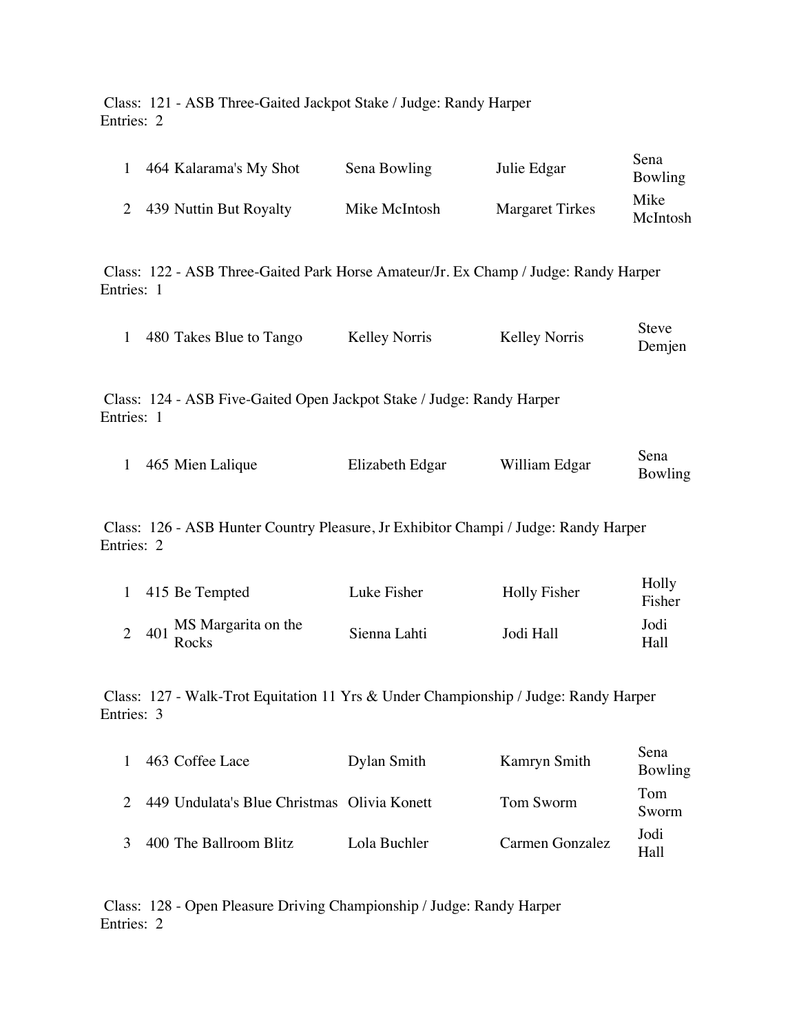Class: 121 - ASB Three-Gaited Jackpot Stake / Judge: Randy Harper
Entries: 2

| | | | | | |
|---|---|---|---|---|---|
| 1 | 464 | Kalarama's My Shot | Sena Bowling | Julie Edgar | Sena Bowling |
| 2 | 439 | Nuttin But Royalty | Mike McIntosh | Margaret Tirkes | Mike McIntosh |

Class: 122 - ASB Three-Gaited Park Horse Amateur/Jr. Ex Champ / Judge: Randy Harper
Entries: 1

| | | | | | |
|---|---|---|---|---|---|
| 1 | 480 | Takes Blue to Tango | Kelley Norris | Kelley Norris | Steve Demjen |

Class: 124 - ASB Five-Gaited Open Jackpot Stake / Judge: Randy Harper
Entries: 1

| | | | | | |
|---|---|---|---|---|---|
| 1 | 465 | Mien Lalique | Elizabeth Edgar | William Edgar | Sena Bowling |

Class: 126 - ASB Hunter Country Pleasure, Jr Exhibitor Champi / Judge: Randy Harper
Entries: 2

| | | | | | |
|---|---|---|---|---|---|
| 1 | 415 | Be Tempted | Luke Fisher | Holly Fisher | Holly Fisher |
| 2 | 401 | MS Margarita on the Rocks | Sienna Lahti | Jodi Hall | Jodi Hall |

Class: 127 - Walk-Trot Equitation 11 Yrs & Under Championship / Judge: Randy Harper
Entries: 3

| | | | | | |
|---|---|---|---|---|---|
| 1 | 463 | Coffee Lace | Dylan Smith | Kamryn Smith | Sena Bowling |
| 2 | 449 | Undulata's Blue Christmas | Olivia Konett | Tom Sworm | Tom Sworm |
| 3 | 400 | The Ballroom Blitz | Lola Buchler | Carmen Gonzalez | Jodi Hall |

Class: 128 - Open Pleasure Driving Championship / Judge: Randy Harper
Entries: 2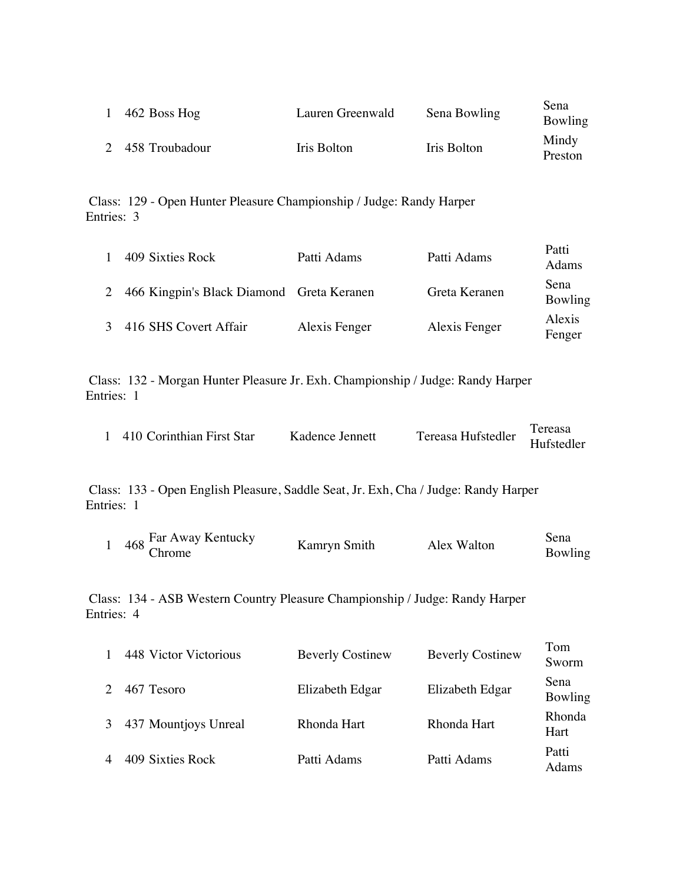| | | | | |
|---|---|---|---|---|
| 1 | 462 Boss Hog | Lauren Greenwald | Sena Bowling | Sena Bowling |
| 2 | 458 Troubadour | Iris Bolton | Iris Bolton | Mindy Preston |

Class: 129 - Open Hunter Pleasure Championship / Judge: Randy Harper
Entries: 3

| | | | | |
|---|---|---|---|---|
| 1 | 409 Sixties Rock | Patti Adams | Patti Adams | Patti Adams |
| 2 | 466 Kingpin's Black Diamond | Greta Keranen | Greta Keranen | Sena Bowling |
| 3 | 416 SHS Covert Affair | Alexis Fenger | Alexis Fenger | Alexis Fenger |

Class: 132 - Morgan Hunter Pleasure Jr. Exh. Championship / Judge: Randy Harper
Entries: 1

| | | | | |
|---|---|---|---|---|
| 1 | 410 Corinthian First Star | Kadence Jennett | Tereasa Hufstedler | Tereasa Hufstedler |

Class: 133 - Open English Pleasure, Saddle Seat, Jr. Exh, Cha / Judge: Randy Harper
Entries: 1

| | | | | |
|---|---|---|---|---|
| 1 | 468 Far Away Kentucky Chrome | Kamryn Smith | Alex Walton | Sena Bowling |

Class: 134 - ASB Western Country Pleasure Championship / Judge: Randy Harper
Entries: 4

| | | | | |
|---|---|---|---|---|
| 1 | 448 Victor Victorious | Beverly Costinew | Beverly Costinew | Tom Sworm |
| 2 | 467 Tesoro | Elizabeth Edgar | Elizabeth Edgar | Sena Bowling |
| 3 | 437 Mountjoys Unreal | Rhonda Hart | Rhonda Hart | Rhonda Hart |
| 4 | 409 Sixties Rock | Patti Adams | Patti Adams | Patti Adams |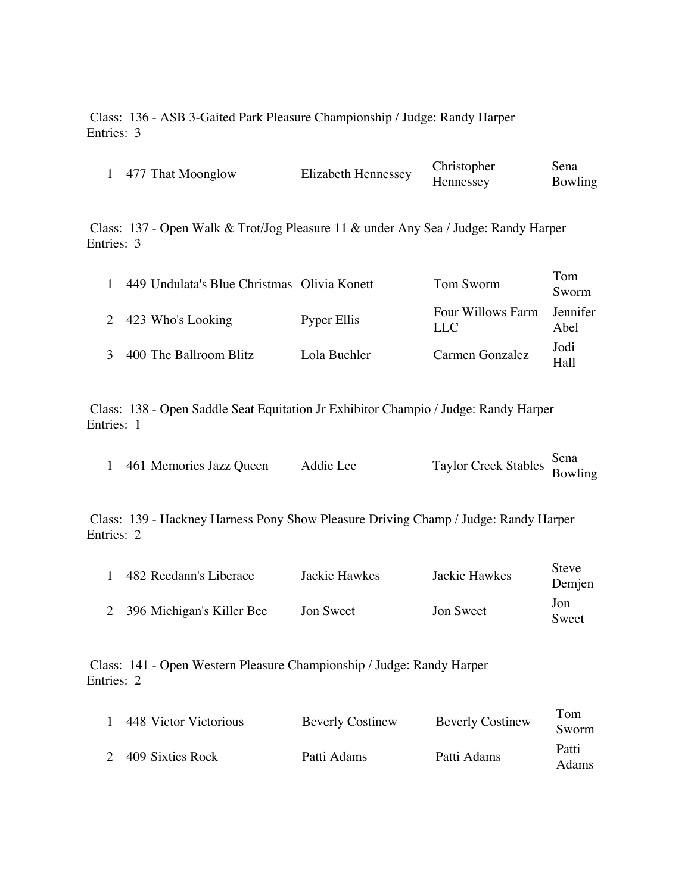Class: 136 - ASB 3-Gaited Park Pleasure Championship / Judge: Randy Harper
Entries: 3

| | | | | |
|---|---|---|---|---|
| 1 | 477 That Moonglow | Elizabeth Hennessey | Christopher Hennessey | Sena Bowling |

Class: 137 - Open Walk & Trot/Jog Pleasure 11 & under Any Sea / Judge: Randy Harper
Entries: 3

| | | | | |
|---|---|---|---|---|
| 1 | 449 Undulata's Blue Christmas | Olivia Konett | Tom Sworm | Tom Sworm |
| 2 | 423 Who's Looking | Pyper Ellis | Four Willows Farm LLC | Jennifer Abel |
| 3 | 400 The Ballroom Blitz | Lola Buchler | Carmen Gonzalez | Jodi Hall |

Class: 138 - Open Saddle Seat Equitation Jr Exhibitor Champio / Judge: Randy Harper
Entries: 1

| | | | | |
|---|---|---|---|---|
| 1 | 461 Memories Jazz Queen | Addie Lee | Taylor Creek Stables | Sena Bowling |

Class: 139 - Hackney Harness Pony Show Pleasure Driving Champ / Judge: Randy Harper
Entries: 2

| | | | | |
|---|---|---|---|---|
| 1 | 482 Reedann's Liberace | Jackie Hawkes | Jackie Hawkes | Steve Demjen |
| 2 | 396 Michigan's Killer Bee | Jon Sweet | Jon Sweet | Jon Sweet |

Class: 141 - Open Western Pleasure Championship / Judge: Randy Harper
Entries: 2

| | | | | |
|---|---|---|---|---|
| 1 | 448 Victor Victorious | Beverly Costinew | Beverly Costinew | Tom Sworm |
| 2 | 409 Sixties Rock | Patti Adams | Patti Adams | Patti Adams |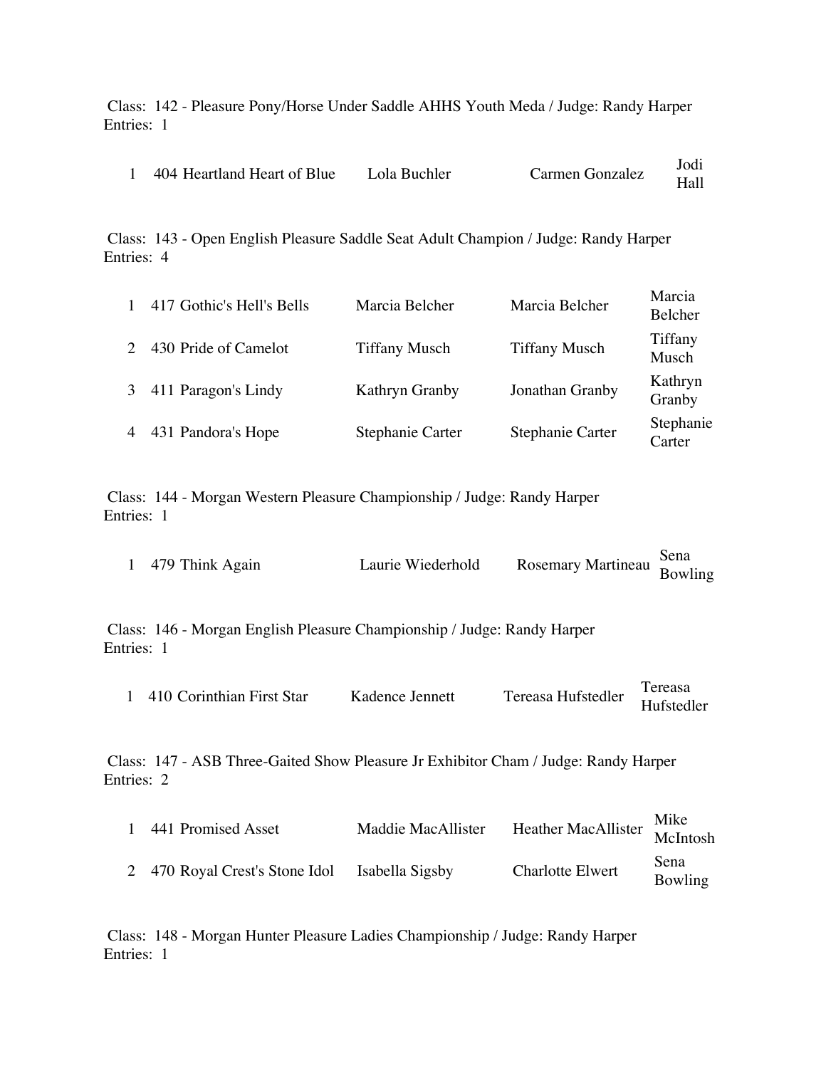Class: 142 - Pleasure Pony/Horse Under Saddle AHHS Youth Meda / Judge: Randy Harper
Entries: 1

| | | | | | |
|---|---|---|---|---|---|
| 1 | 404 | Heartland Heart of Blue | Lola Buchler | Carmen Gonzalez | Jodi Hall |

Class: 143 - Open English Pleasure Saddle Seat Adult Champion / Judge: Randy Harper
Entries: 4

| | | | | | |
|---|---|---|---|---|---|
| 1 | 417 | Gothic's Hell's Bells | Marcia Belcher | Marcia Belcher | Marcia Belcher |
| 2 | 430 | Pride of Camelot | Tiffany Musch | Tiffany Musch | Tiffany Musch |
| 3 | 411 | Paragon's Lindy | Kathryn Granby | Jonathan Granby | Kathryn Granby |
| 4 | 431 | Pandora's Hope | Stephanie Carter | Stephanie Carter | Stephanie Carter |

Class: 144 - Morgan Western Pleasure Championship / Judge: Randy Harper
Entries: 1

| | | | | | |
|---|---|---|---|---|---|
| 1 | 479 | Think Again | Laurie Wiederhold | Rosemary Martineau | Sena Bowling |

Class: 146 - Morgan English Pleasure Championship / Judge: Randy Harper
Entries: 1

| | | | | | |
|---|---|---|---|---|---|
| 1 | 410 | Corinthian First Star | Kadence Jennett | Tereasa Hufstedler | Tereasa Hufstedler |

Class: 147 - ASB Three-Gaited Show Pleasure Jr Exhibitor Cham / Judge: Randy Harper
Entries: 2

| | | | | | |
|---|---|---|---|---|---|
| 1 | 441 | Promised Asset | Maddie MacAllister | Heather MacAllister | Mike McIntosh |
| 2 | 470 | Royal Crest's Stone Idol | Isabella Sigsby | Charlotte Elwert | Sena Bowling |

Class: 148 - Morgan Hunter Pleasure Ladies Championship / Judge: Randy Harper
Entries: 1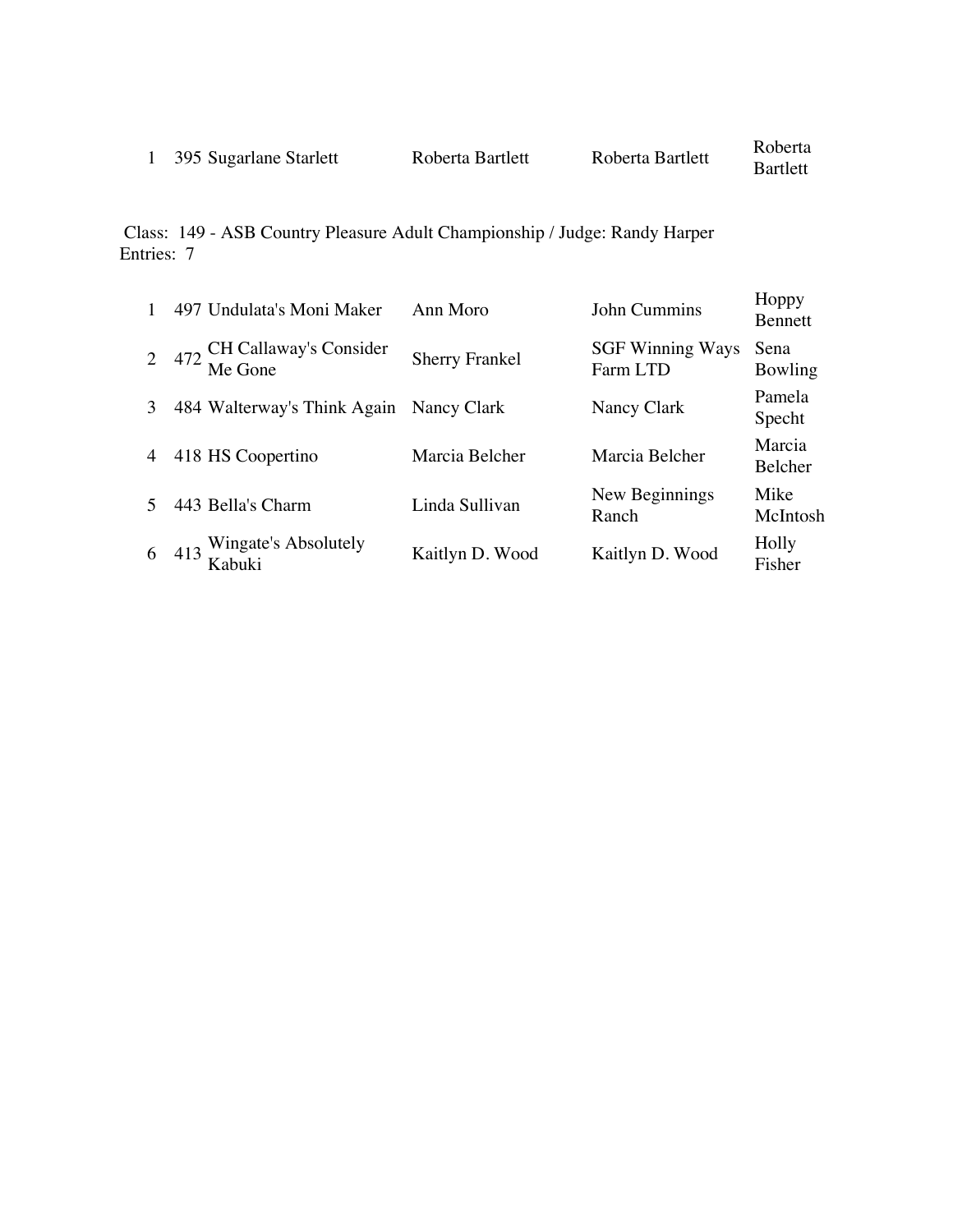| | | | | | |
|---|---|---|---|---|---|
| 1 | 395 | Sugarlane Starlett | Roberta Bartlett | Roberta Bartlett | Roberta Bartlett |

Class: 149 - ASB Country Pleasure Adult Championship / Judge: Randy Harper
Entries: 7

| | | | | | |
|---|---|---|---|---|---|
| 1 | 497 | Undulata's Moni Maker | Ann Moro | John Cummins | Hoppy Bennett |
| 2 | 472 | CH Callaway's Consider Me Gone | Sherry Frankel | SGF Winning Ways Farm LTD | Sena Bowling |
| 3 | 484 | Walterway's Think Again | Nancy Clark | Nancy Clark | Pamela Specht |
| 4 | 418 | HS Coopertino | Marcia Belcher | Marcia Belcher | Marcia Belcher |
| 5 | 443 | Bella's Charm | Linda Sullivan | New Beginnings Ranch | Mike McIntosh |
| 6 | 413 | Wingate's Absolutely Kabuki | Kaitlyn D. Wood | Kaitlyn D. Wood | Holly Fisher |